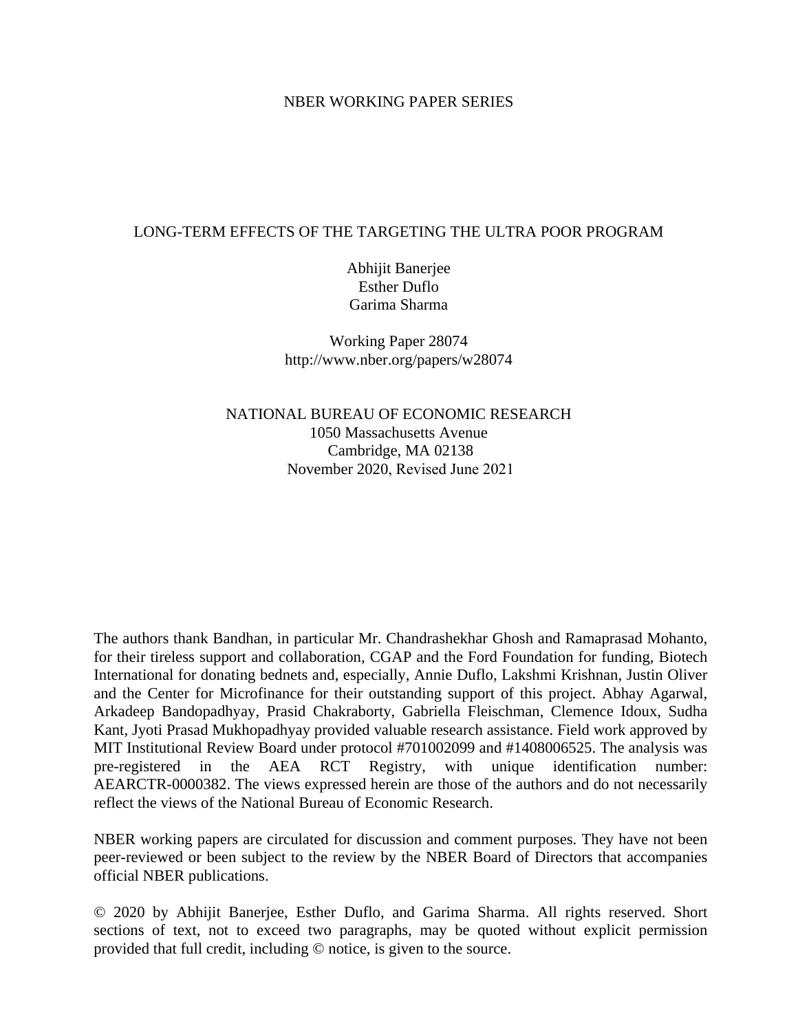NBER WORKING PAPER SERIES

# LONG-TERM EFFECTS OF THE TARGETING THE ULTRA POOR PROGRAM

Abhijit Banerjee
Esther Duflo
Garima Sharma

Working Paper 28074
http://www.nber.org/papers/w28074

NATIONAL BUREAU OF ECONOMIC RESEARCH
1050 Massachusetts Avenue
Cambridge, MA 02138
November 2020, Revised June 2021

The authors thank Bandhan, in particular Mr. Chandrashekhar Ghosh and Ramaprasad Mohanto, for their tireless support and collaboration, CGAP and the Ford Foundation for funding, Biotech International for donating bednets and, especially, Annie Duflo, Lakshmi Krishnan, Justin Oliver and the Center for Microfinance for their outstanding support of this project. Abhay Agarwal, Arkadeep Bandopadhyay, Prasid Chakraborty, Gabriella Fleischman, Clemence Idoux, Sudha Kant, Jyoti Prasad Mukhopadhyay provided valuable research assistance. Field work approved by MIT Institutional Review Board under protocol #701002099 and #1408006525. The analysis was pre-registered in the AEA RCT Registry, with unique identification number: AEARCTR-0000382. The views expressed herein are those of the authors and do not necessarily reflect the views of the National Bureau of Economic Research.

NBER working papers are circulated for discussion and comment purposes. They have not been peer-reviewed or been subject to the review by the NBER Board of Directors that accompanies official NBER publications.

© 2020 by Abhijit Banerjee, Esther Duflo, and Garima Sharma. All rights reserved. Short sections of text, not to exceed two paragraphs, may be quoted without explicit permission provided that full credit, including © notice, is given to the source.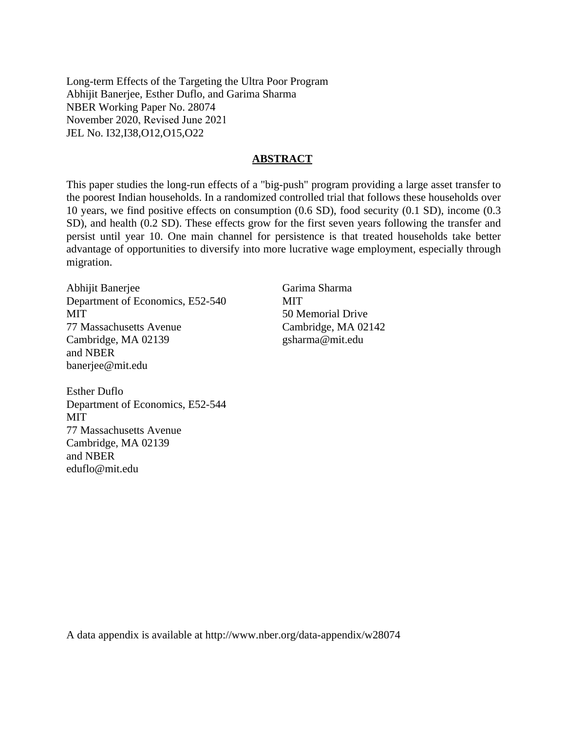Long-term Effects of the Targeting the Ultra Poor Program
Abhijit Banerjee, Esther Duflo, and Garima Sharma
NBER Working Paper No. 28074
November 2020, Revised June 2021
JEL No. I32,I38,O12,O15,O22

## ABSTRACT

This paper studies the long-run effects of a "big-push" program providing a large asset transfer to the poorest Indian households. In a randomized controlled trial that follows these households over 10 years, we find positive effects on consumption (0.6 SD), food security (0.1 SD), income (0.3 SD), and health (0.2 SD). These effects grow for the first seven years following the transfer and persist until year 10. One main channel for persistence is that treated households take better advantage of opportunities to diversify into more lucrative wage employment, especially through migration.

Abhijit Banerjee
Department of Economics, E52-540
MIT
77 Massachusetts Avenue
Cambridge, MA 02139
and NBER
banerjee@mit.edu

Esther Duflo
Department of Economics, E52-544
MIT
77 Massachusetts Avenue
Cambridge, MA 02139
and NBER
eduflo@mit.edu

Garima Sharma
MIT
50 Memorial Drive
Cambridge, MA 02142
gsharma@mit.edu

A data appendix is available at http://www.nber.org/data-appendix/w28074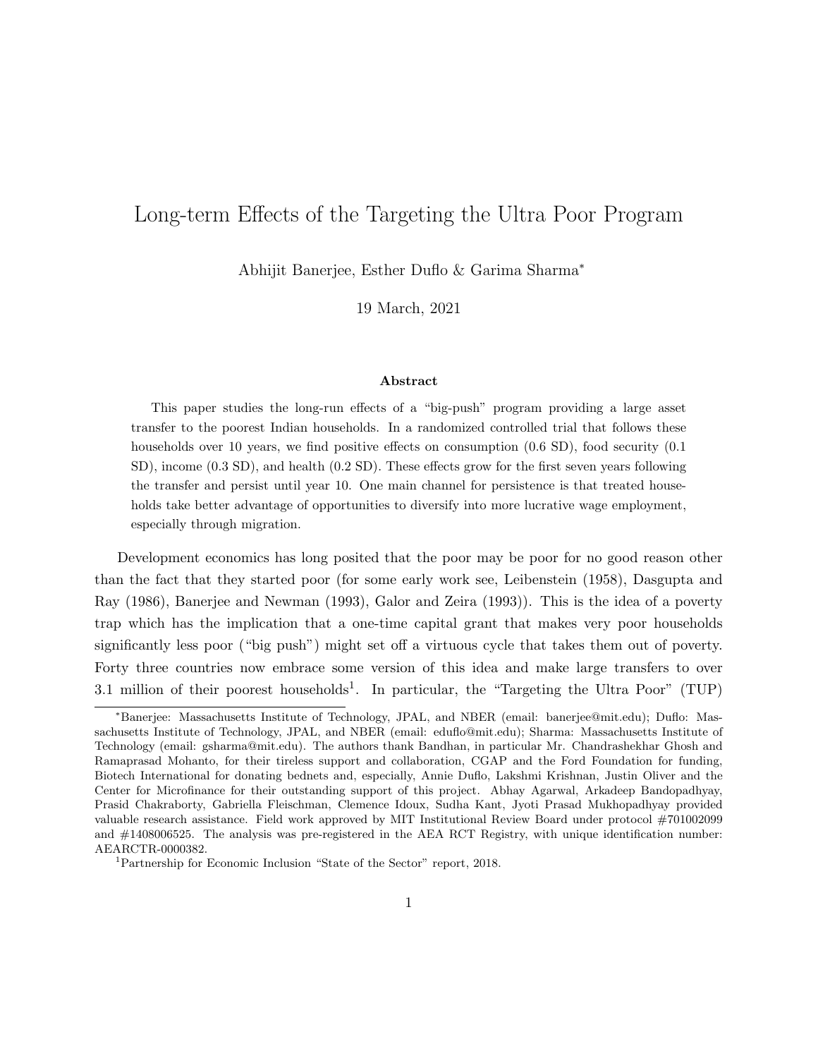# Long-term Effects of the Targeting the Ultra Poor Program

Abhijit Banerjee, Esther Duflo & Garima Sharma*

19 March, 2021

### Abstract

This paper studies the long-run effects of a "big-push" program providing a large asset transfer to the poorest Indian households. In a randomized controlled trial that follows these households over 10 years, we find positive effects on consumption (0.6 SD), food security (0.1 SD), income (0.3 SD), and health (0.2 SD). These effects grow for the first seven years following the transfer and persist until year 10. One main channel for persistence is that treated households take better advantage of opportunities to diversify into more lucrative wage employment, especially through migration.

Development economics has long posited that the poor may be poor for no good reason other than the fact that they started poor (for some early work see, Leibenstein (1958), Dasgupta and Ray (1986), Banerjee and Newman (1993), Galor and Zeira (1993)). This is the idea of a poverty trap which has the implication that a one-time capital grant that makes very poor households significantly less poor ("big push") might set off a virtuous cycle that takes them out of poverty. Forty three countries now embrace some version of this idea and make large transfers to over 3.1 million of their poorest households[1]. In particular, the "Targeting the Ultra Poor" (TUP)

---

*Banerjee: Massachusetts Institute of Technology, JPAL, and NBER (email: banerjee@mit.edu); Duflo: Massachusetts Institute of Technology, JPAL, and NBER (email: eduflo@mit.edu); Sharma: Massachusetts Institute of Technology (email: gsharma@mit.edu). The authors thank Bandhan, in particular Mr. Chandrashekhar Ghosh and Ramaprasad Mohanto, for their tireless support and collaboration, CGAP and the Ford Foundation for funding, Biotech International for donating bednets and, especially, Annie Duflo, Lakshmi Krishnan, Justin Oliver and the Center for Microfinance for their outstanding support of this project. Abhay Agarwal, Arkadeep Bandopadhyay, Prasid Chakraborty, Gabriella Fleischman, Clemence Idoux, Sudha Kant, Jyoti Prasad Mukhopadhyay provided valuable research assistance. Field work approved by MIT Institutional Review Board under protocol #701002099 and #1408006525. The analysis was pre-registered in the AEA RCT Registry, with unique identification number: AEARCTR-0000382.

[1] Partnership for Economic Inclusion "State of the Sector" report, 2018.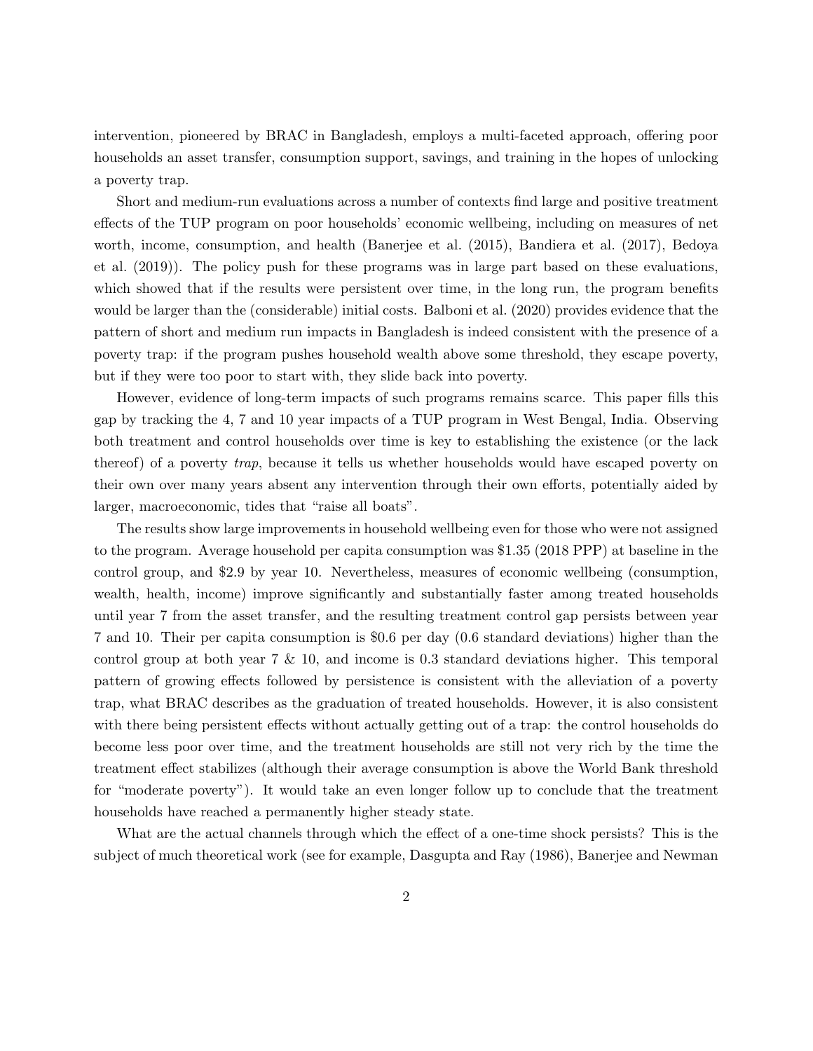intervention, pioneered by BRAC in Bangladesh, employs a multi-faceted approach, offering poor households an asset transfer, consumption support, savings, and training in the hopes of unlocking a poverty trap.

Short and medium-run evaluations across a number of contexts find large and positive treatment effects of the TUP program on poor households' economic wellbeing, including on measures of net worth, income, consumption, and health (Banerjee et al. (2015), Bandiera et al. (2017), Bedoya et al. (2019)). The policy push for these programs was in large part based on these evaluations, which showed that if the results were persistent over time, in the long run, the program benefits would be larger than the (considerable) initial costs. Balboni et al. (2020) provides evidence that the pattern of short and medium run impacts in Bangladesh is indeed consistent with the presence of a poverty trap: if the program pushes household wealth above some threshold, they escape poverty, but if they were too poor to start with, they slide back into poverty.

However, evidence of long-term impacts of such programs remains scarce. This paper fills this gap by tracking the 4, 7 and 10 year impacts of a TUP program in West Bengal, India. Observing both treatment and control households over time is key to establishing the existence (or the lack thereof) of a poverty *trap*, because it tells us whether households would have escaped poverty on their own over many years absent any intervention through their own efforts, potentially aided by larger, macroeconomic, tides that "raise all boats".

The results show large improvements in household wellbeing even for those who were not assigned to the program. Average household per capita consumption was $1.35 (2018 PPP) at baseline in the control group, and $2.9 by year 10. Nevertheless, measures of economic wellbeing (consumption, wealth, health, income) improve significantly and substantially faster among treated households until year 7 from the asset transfer, and the resulting treatment control gap persists between year 7 and 10. Their per capita consumption is $0.6 per day (0.6 standard deviations) higher than the control group at both year 7 & 10, and income is 0.3 standard deviations higher. This temporal pattern of growing effects followed by persistence is consistent with the alleviation of a poverty trap, what BRAC describes as the graduation of treated households. However, it is also consistent with there being persistent effects without actually getting out of a trap: the control households do become less poor over time, and the treatment households are still not very rich by the time the treatment effect stabilizes (although their average consumption is above the World Bank threshold for "moderate poverty"). It would take an even longer follow up to conclude that the treatment households have reached a permanently higher steady state.

What are the actual channels through which the effect of a one-time shock persists? This is the subject of much theoretical work (see for example, Dasgupta and Ray (1986), Banerjee and Newman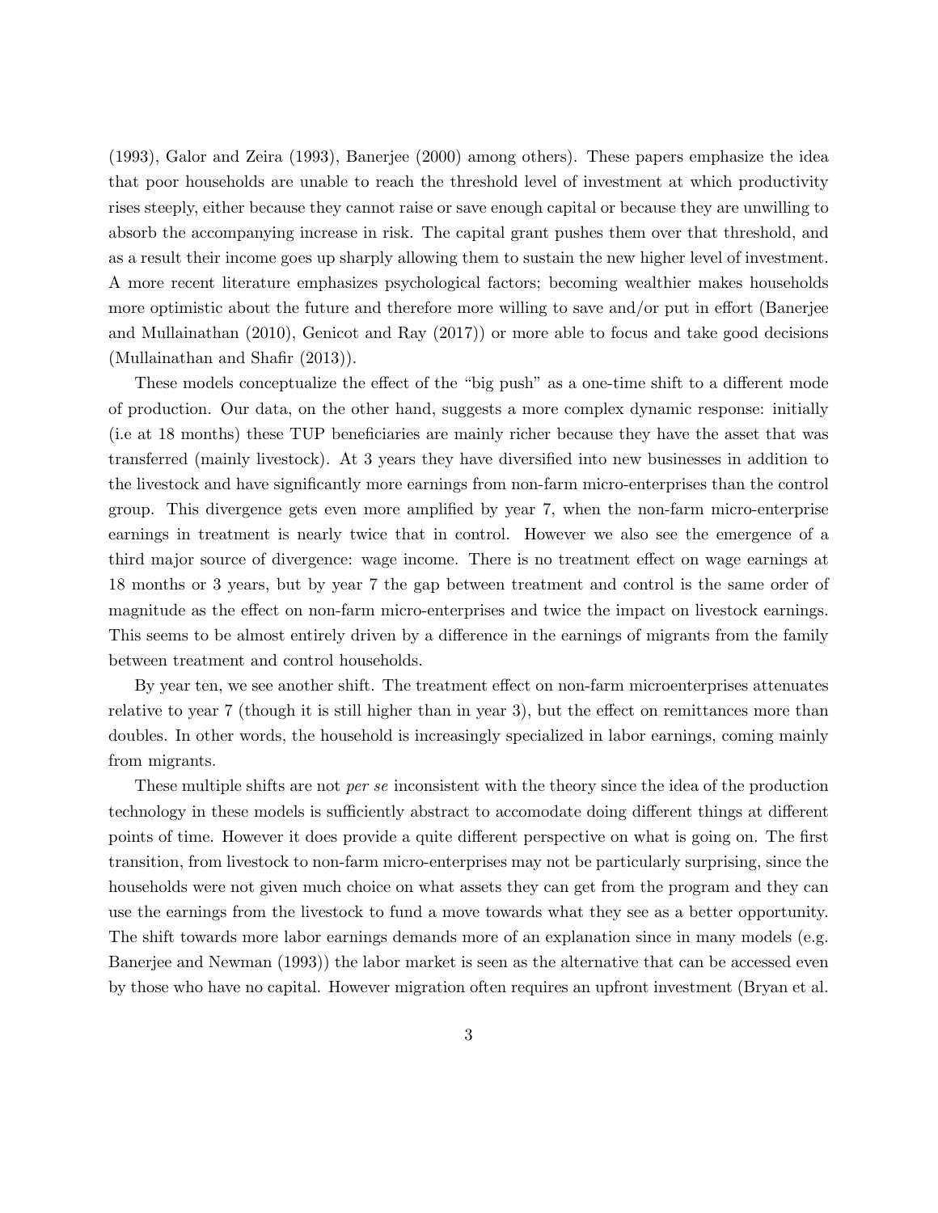(1993), Galor and Zeira (1993), Banerjee (2000) among others). These papers emphasize the idea that poor households are unable to reach the threshold level of investment at which productivity rises steeply, either because they cannot raise or save enough capital or because they are unwilling to absorb the accompanying increase in risk. The capital grant pushes them over that threshold, and as a result their income goes up sharply allowing them to sustain the new higher level of investment. A more recent literature emphasizes psychological factors; becoming wealthier makes households more optimistic about the future and therefore more willing to save and/or put in effort (Banerjee and Mullainathan (2010), Genicot and Ray (2017)) or more able to focus and take good decisions (Mullainathan and Shafir (2013)).

These models conceptualize the effect of the "big push" as a one-time shift to a different mode of production. Our data, on the other hand, suggests a more complex dynamic response: initially (i.e at 18 months) these TUP beneficiaries are mainly richer because they have the asset that was transferred (mainly livestock). At 3 years they have diversified into new businesses in addition to the livestock and have significantly more earnings from non-farm micro-enterprises than the control group. This divergence gets even more amplified by year 7, when the non-farm micro-enterprise earnings in treatment is nearly twice that in control. However we also see the emergence of a third major source of divergence: wage income. There is no treatment effect on wage earnings at 18 months or 3 years, but by year 7 the gap between treatment and control is the same order of magnitude as the effect on non-farm micro-enterprises and twice the impact on livestock earnings. This seems to be almost entirely driven by a difference in the earnings of migrants from the family between treatment and control households.

By year ten, we see another shift. The treatment effect on non-farm microenterprises attenuates relative to year 7 (though it is still higher than in year 3), but the effect on remittances more than doubles. In other words, the household is increasingly specialized in labor earnings, coming mainly from migrants.

These multiple shifts are not *per se* inconsistent with the theory since the idea of the production technology in these models is sufficiently abstract to accomodate doing different things at different points of time. However it does provide a quite different perspective on what is going on. The first transition, from livestock to non-farm micro-enterprises may not be particularly surprising, since the households were not given much choice on what assets they can get from the program and they can use the earnings from the livestock to fund a move towards what they see as a better opportunity. The shift towards more labor earnings demands more of an explanation since in many models (e.g. Banerjee and Newman (1993)) the labor market is seen as the alternative that can be accessed even by those who have no capital. However migration often requires an upfront investment (Bryan et al.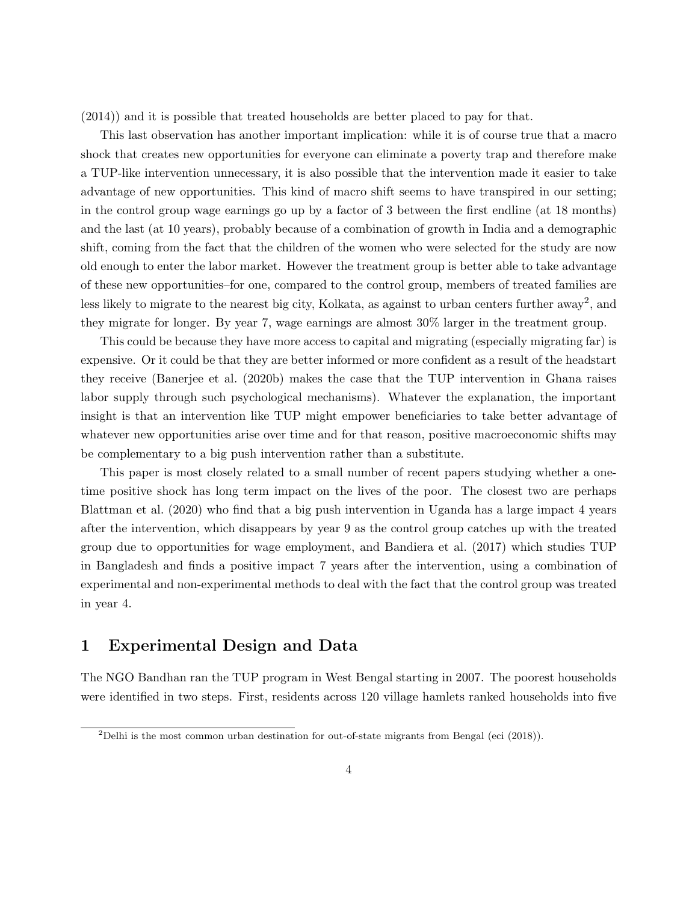(2014)) and it is possible that treated households are better placed to pay for that.

This last observation has another important implication: while it is of course true that a macro shock that creates new opportunities for everyone can eliminate a poverty trap and therefore make a TUP-like intervention unnecessary, it is also possible that the intervention made it easier to take advantage of new opportunities. This kind of macro shift seems to have transpired in our setting; in the control group wage earnings go up by a factor of 3 between the first endline (at 18 months) and the last (at 10 years), probably because of a combination of growth in India and a demographic shift, coming from the fact that the children of the women who were selected for the study are now old enough to enter the labor market. However the treatment group is better able to take advantage of these new opportunities–for one, compared to the control group, members of treated families are less likely to migrate to the nearest big city, Kolkata, as against to urban centers further away[2], and they migrate for longer. By year 7, wage earnings are almost 30% larger in the treatment group.

This could be because they have more access to capital and migrating (especially migrating far) is expensive. Or it could be that they are better informed or more confident as a result of the headstart they receive (Banerjee et al. (2020b) makes the case that the TUP intervention in Ghana raises labor supply through such psychological mechanisms). Whatever the explanation, the important insight is that an intervention like TUP might empower beneficiaries to take better advantage of whatever new opportunities arise over time and for that reason, positive macroeconomic shifts may be complementary to a big push intervention rather than a substitute.

This paper is most closely related to a small number of recent papers studying whether a one-time positive shock has long term impact on the lives of the poor. The closest two are perhaps Blattman et al. (2020) who find that a big push intervention in Uganda has a large impact 4 years after the intervention, which disappears by year 9 as the control group catches up with the treated group due to opportunities for wage employment, and Bandiera et al. (2017) which studies TUP in Bangladesh and finds a positive impact 7 years after the intervention, using a combination of experimental and non-experimental methods to deal with the fact that the control group was treated in year 4.

# 1 Experimental Design and Data

The NGO Bandhan ran the TUP program in West Bengal starting in 2007. The poorest households were identified in two steps. First, residents across 120 village hamlets ranked households into five

[2] Delhi is the most common urban destination for out-of-state migrants from Bengal (eci (2018)).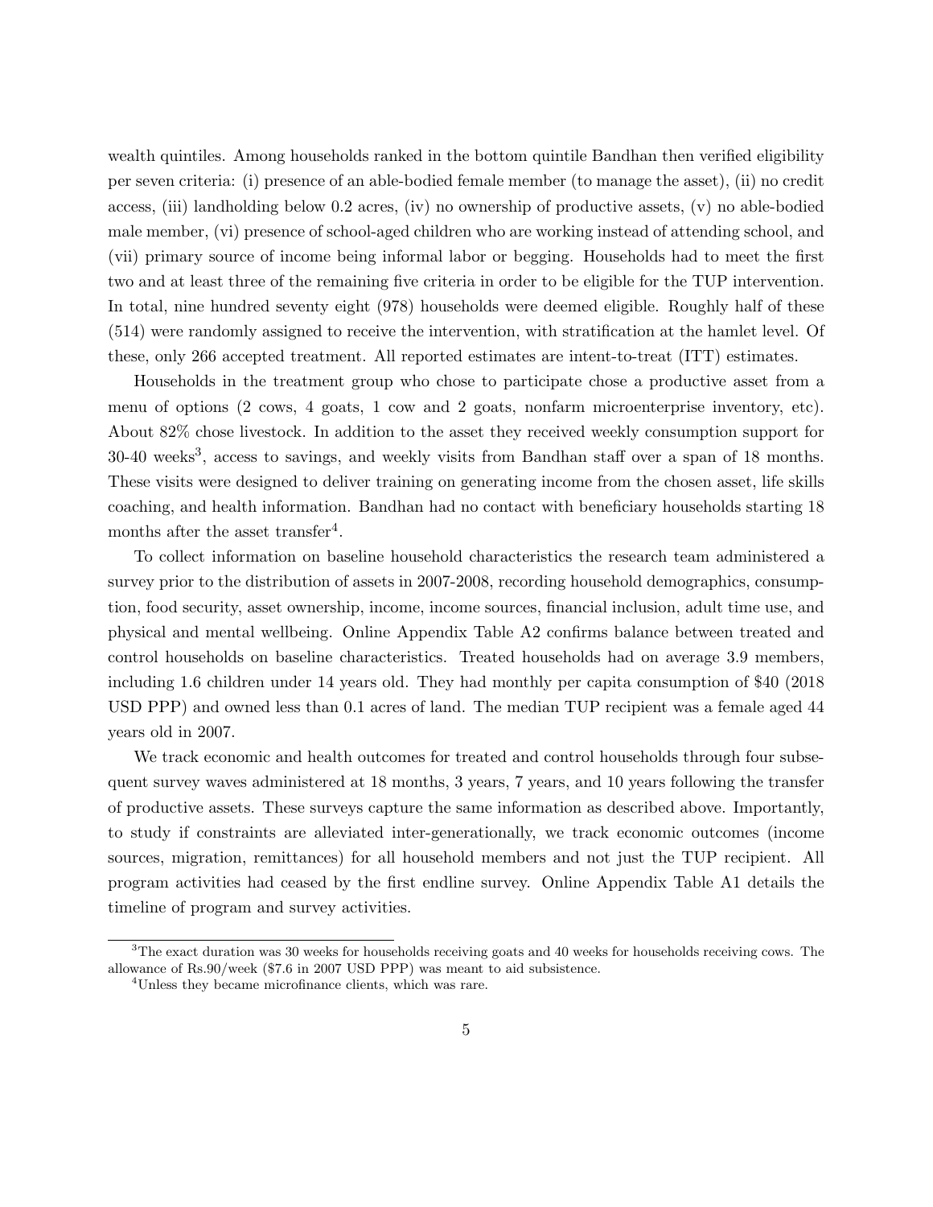wealth quintiles. Among households ranked in the bottom quintile Bandhan then verified eligibility per seven criteria: (i) presence of an able-bodied female member (to manage the asset), (ii) no credit access, (iii) landholding below 0.2 acres, (iv) no ownership of productive assets, (v) no able-bodied male member, (vi) presence of school-aged children who are working instead of attending school, and (vii) primary source of income being informal labor or begging. Households had to meet the first two and at least three of the remaining five criteria in order to be eligible for the TUP intervention. In total, nine hundred seventy eight (978) households were deemed eligible. Roughly half of these (514) were randomly assigned to receive the intervention, with stratification at the hamlet level. Of these, only 266 accepted treatment. All reported estimates are intent-to-treat (ITT) estimates.

Households in the treatment group who chose to participate chose a productive asset from a menu of options (2 cows, 4 goats, 1 cow and 2 goats, nonfarm microenterprise inventory, etc). About 82% chose livestock. In addition to the asset they received weekly consumption support for 30-40 weeks[3], access to savings, and weekly visits from Bandhan staff over a span of 18 months. These visits were designed to deliver training on generating income from the chosen asset, life skills coaching, and health information. Bandhan had no contact with beneficiary households starting 18 months after the asset transfer[4].

To collect information on baseline household characteristics the research team administered a survey prior to the distribution of assets in 2007-2008, recording household demographics, consumption, food security, asset ownership, income, income sources, financial inclusion, adult time use, and physical and mental wellbeing. Online Appendix Table A2 confirms balance between treated and control households on baseline characteristics. Treated households had on average 3.9 members, including 1.6 children under 14 years old. They had monthly per capita consumption of $40 (2018 USD PPP) and owned less than 0.1 acres of land. The median TUP recipient was a female aged 44 years old in 2007.

We track economic and health outcomes for treated and control households through four subsequent survey waves administered at 18 months, 3 years, 7 years, and 10 years following the transfer of productive assets. These surveys capture the same information as described above. Importantly, to study if constraints are alleviated inter-generationally, we track economic outcomes (income sources, migration, remittances) for all household members and not just the TUP recipient. All program activities had ceased by the first endline survey. Online Appendix Table A1 details the timeline of program and survey activities.

---

[3] The exact duration was 30 weeks for households receiving goats and 40 weeks for households receiving cows. The allowance of Rs.90/week ($7.6 in 2007 USD PPP) was meant to aid subsistence.

[4] Unless they became microfinance clients, which was rare.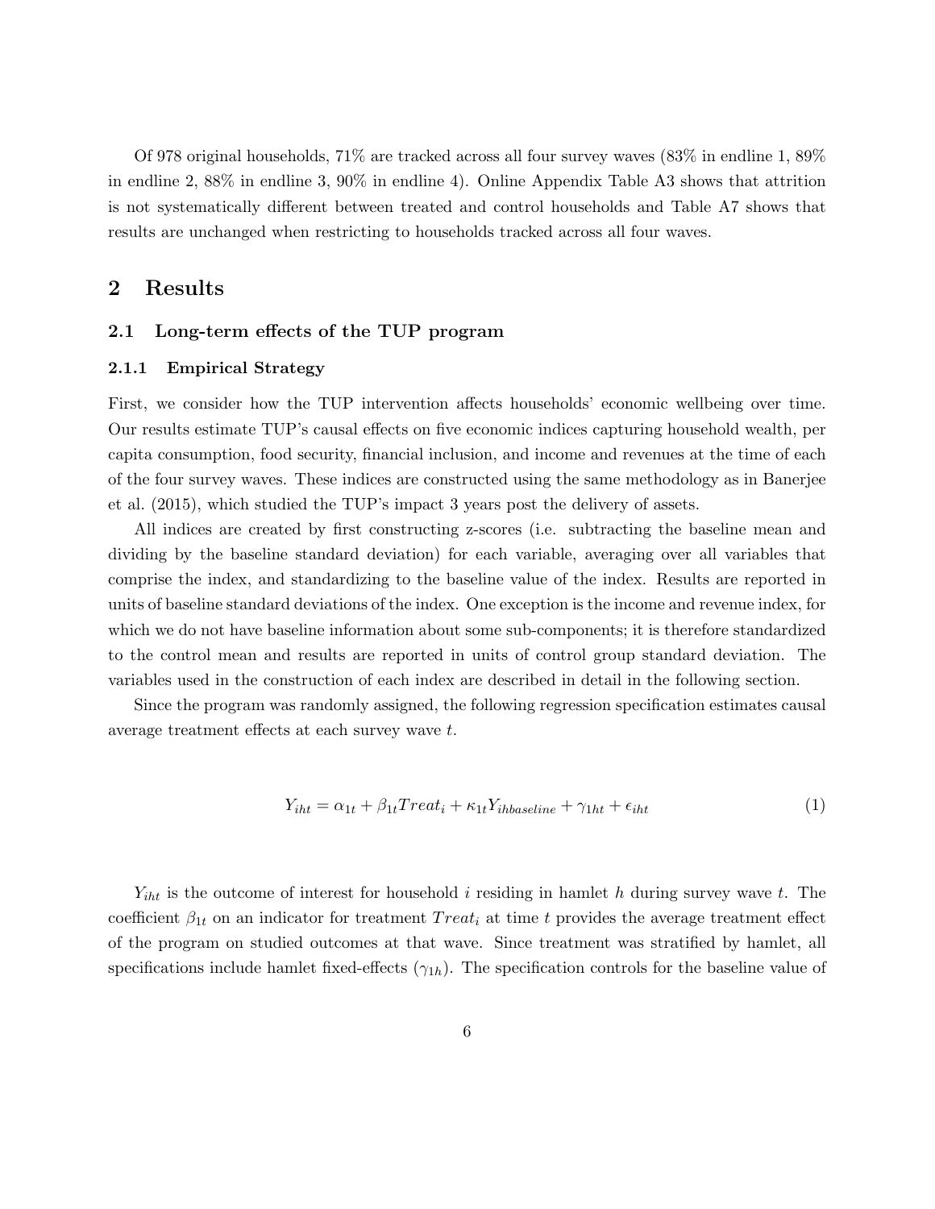Of 978 original households, 71% are tracked across all four survey waves (83% in endline 1, 89% in endline 2, 88% in endline 3, 90% in endline 4). Online Appendix Table A3 shows that attrition is not systematically different between treated and control households and Table A7 shows that results are unchanged when restricting to households tracked across all four waves.

# 2 Results

## 2.1 Long-term effects of the TUP program

### 2.1.1 Empirical Strategy

First, we consider how the TUP intervention affects households' economic wellbeing over time. Our results estimate TUP's causal effects on five economic indices capturing household wealth, per capita consumption, food security, financial inclusion, and income and revenues at the time of each of the four survey waves. These indices are constructed using the same methodology as in Banerjee et al. (2015), which studied the TUP's impact 3 years post the delivery of assets.

All indices are created by first constructing z-scores (i.e. subtracting the baseline mean and dividing by the baseline standard deviation) for each variable, averaging over all variables that comprise the index, and standardizing to the baseline value of the index. Results are reported in units of baseline standard deviations of the index. One exception is the income and revenue index, for which we do not have baseline information about some sub-components; it is therefore standardized to the control mean and results are reported in units of control group standard deviation. The variables used in the construction of each index are described in detail in the following section.

Since the program was randomly assigned, the following regression specification estimates causal average treatment effects at each survey wave $t$.

$$Y_{iht} = \alpha_{1t} + \beta_{1t} Treat_i + \kappa_{1t} Y_{ihbaseline} + \gamma_{1ht} + \epsilon_{iht} \tag{1}$$

$Y_{iht}$ is the outcome of interest for household $i$ residing in hamlet $h$ during survey wave $t$. The coefficient $\beta_{1t}$ on an indicator for treatment $Treat_i$ at time $t$ provides the average treatment effect of the program on studied outcomes at that wave. Since treatment was stratified by hamlet, all specifications include hamlet fixed-effects ($\gamma_{1h}$). The specification controls for the baseline value of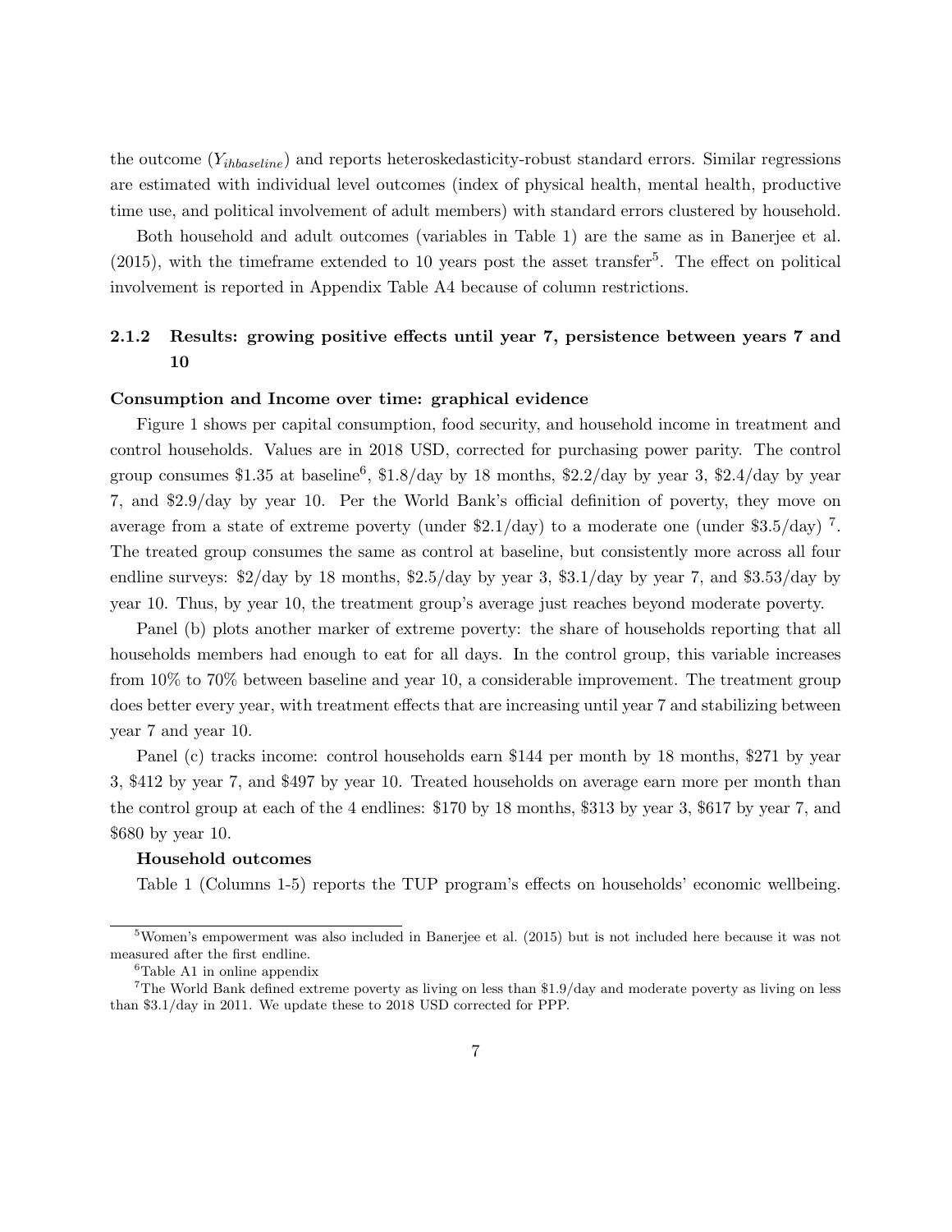the outcome ($Y_{ihbaseline}$) and reports heteroskedasticity-robust standard errors. Similar regressions are estimated with individual level outcomes (index of physical health, mental health, productive time use, and political involvement of adult members) with standard errors clustered by household.

Both household and adult outcomes (variables in Table 1) are the same as in Banerjee et al. (2015), with the timeframe extended to 10 years post the asset transfer[5]. The effect on political involvement is reported in Appendix Table A4 because of column restrictions.

### 2.1.2 Results: growing positive effects until year 7, persistence between years 7 and 10

**Consumption and Income over time: graphical evidence**

Figure 1 shows per capital consumption, food security, and household income in treatment and control households. Values are in 2018 USD, corrected for purchasing power parity. The control group consumes \$1.35 at baseline[6], \$1.8/day by 18 months, \$2.2/day by year 3, \$2.4/day by year 7, and \$2.9/day by year 10. Per the World Bank's official definition of poverty, they move on average from a state of extreme poverty (under \$2.1/day) to a moderate one (under \$3.5/day) [7]. The treated group consumes the same as control at baseline, but consistently more across all four endline surveys: \$2/day by 18 months, \$2.5/day by year 3, \$3.1/day by year 7, and \$3.53/day by year 10. Thus, by year 10, the treatment group's average just reaches beyond moderate poverty.

Panel (b) plots another marker of extreme poverty: the share of households reporting that all households members had enough to eat for all days. In the control group, this variable increases from 10% to 70% between baseline and year 10, a considerable improvement. The treatment group does better every year, with treatment effects that are increasing until year 7 and stabilizing between year 7 and year 10.

Panel (c) tracks income: control households earn \$144 per month by 18 months, \$271 by year 3, \$412 by year 7, and \$497 by year 10. Treated households on average earn more per month than the control group at each of the 4 endlines: \$170 by 18 months, \$313 by year 3, \$617 by year 7, and \$680 by year 10.

**Household outcomes**

Table 1 (Columns 1-5) reports the TUP program's effects on households' economic wellbeing.

---

[5] Women's empowerment was also included in Banerjee et al. (2015) but is not included here because it was not measured after the first endline.

[6] Table A1 in online appendix

[7] The World Bank defined extreme poverty as living on less than \$1.9/day and moderate poverty as living on less than \$3.1/day in 2011. We update these to 2018 USD corrected for PPP.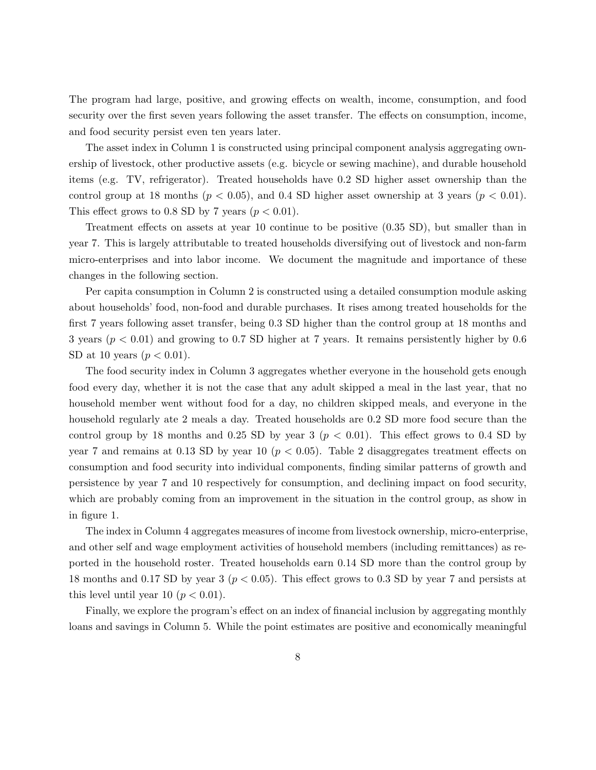The program had large, positive, and growing effects on wealth, income, consumption, and food security over the first seven years following the asset transfer. The effects on consumption, income, and food security persist even ten years later.

The asset index in Column 1 is constructed using principal component analysis aggregating ownership of livestock, other productive assets (e.g. bicycle or sewing machine), and durable household items (e.g. TV, refrigerator). Treated households have 0.2 SD higher asset ownership than the control group at 18 months ($p < 0.05$), and 0.4 SD higher asset ownership at 3 years ($p < 0.01$). This effect grows to 0.8 SD by 7 years ($p < 0.01$).

Treatment effects on assets at year 10 continue to be positive (0.35 SD), but smaller than in year 7. This is largely attributable to treated households diversifying out of livestock and non-farm micro-enterprises and into labor income. We document the magnitude and importance of these changes in the following section.

Per capita consumption in Column 2 is constructed using a detailed consumption module asking about households' food, non-food and durable purchases. It rises among treated households for the first 7 years following asset transfer, being 0.3 SD higher than the control group at 18 months and 3 years ($p < 0.01$) and growing to 0.7 SD higher at 7 years. It remains persistently higher by 0.6 SD at 10 years ($p < 0.01$).

The food security index in Column 3 aggregates whether everyone in the household gets enough food every day, whether it is not the case that any adult skipped a meal in the last year, that no household member went without food for a day, no children skipped meals, and everyone in the household regularly ate 2 meals a day. Treated households are 0.2 SD more food secure than the control group by 18 months and 0.25 SD by year 3 ($p < 0.01$). This effect grows to 0.4 SD by year 7 and remains at 0.13 SD by year 10 ($p < 0.05$). Table 2 disaggregates treatment effects on consumption and food security into individual components, finding similar patterns of growth and persistence by year 7 and 10 respectively for consumption, and declining impact on food security, which are probably coming from an improvement in the situation in the control group, as show in in figure 1.

The index in Column 4 aggregates measures of income from livestock ownership, micro-enterprise, and other self and wage employment activities of household members (including remittances) as reported in the household roster. Treated households earn 0.14 SD more than the control group by 18 months and 0.17 SD by year 3 ($p < 0.05$). This effect grows to 0.3 SD by year 7 and persists at this level until year 10 ($p < 0.01$).

Finally, we explore the program's effect on an index of financial inclusion by aggregating monthly loans and savings in Column 5. While the point estimates are positive and economically meaningful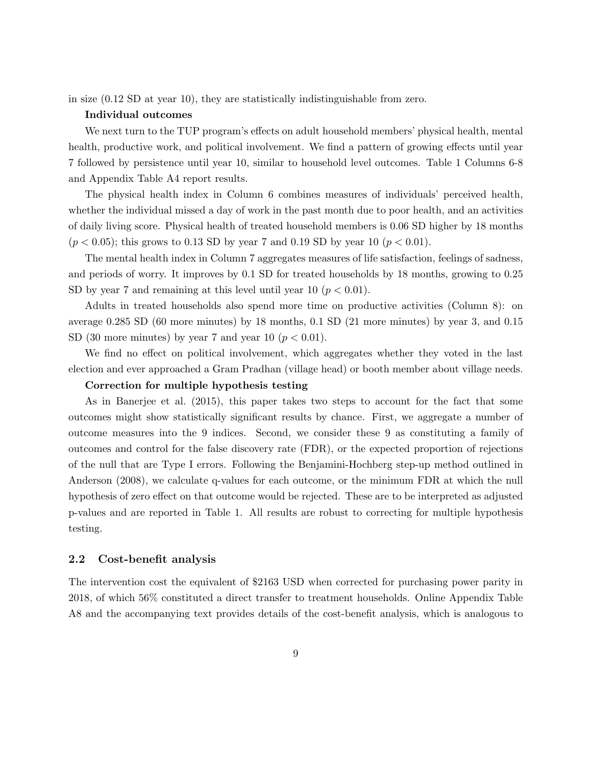in size (0.12 SD at year 10), they are statistically indistinguishable from zero.

**Individual outcomes**

We next turn to the TUP program's effects on adult household members' physical health, mental health, productive work, and political involvement. We find a pattern of growing effects until year 7 followed by persistence until year 10, similar to household level outcomes. Table 1 Columns 6-8 and Appendix Table A4 report results.

The physical health index in Column 6 combines measures of individuals' perceived health, whether the individual missed a day of work in the past month due to poor health, and an activities of daily living score. Physical health of treated household members is 0.06 SD higher by 18 months ($p < 0.05$); this grows to 0.13 SD by year 7 and 0.19 SD by year 10 ($p < 0.01$).

The mental health index in Column 7 aggregates measures of life satisfaction, feelings of sadness, and periods of worry. It improves by 0.1 SD for treated households by 18 months, growing to 0.25 SD by year 7 and remaining at this level until year 10 ($p < 0.01$).

Adults in treated households also spend more time on productive activities (Column 8): on average 0.285 SD (60 more minutes) by 18 months, 0.1 SD (21 more minutes) by year 3, and 0.15 SD (30 more minutes) by year 7 and year 10 ($p < 0.01$).

We find no effect on political involvement, which aggregates whether they voted in the last election and ever approached a Gram Pradhan (village head) or booth member about village needs.

**Correction for multiple hypothesis testing**

As in Banerjee et al. (2015), this paper takes two steps to account for the fact that some outcomes might show statistically significant results by chance. First, we aggregate a number of outcome measures into the 9 indices. Second, we consider these 9 as constituting a family of outcomes and control for the false discovery rate (FDR), or the expected proportion of rejections of the null that are Type I errors. Following the Benjamini-Hochberg step-up method outlined in Anderson (2008), we calculate q-values for each outcome, or the minimum FDR at which the null hypothesis of zero effect on that outcome would be rejected. These are to be interpreted as adjusted p-values and are reported in Table 1. All results are robust to correcting for multiple hypothesis testing.

## 2.2 Cost-benefit analysis

The intervention cost the equivalent of $2163 USD when corrected for purchasing power parity in 2018, of which 56% constituted a direct transfer to treatment households. Online Appendix Table A8 and the accompanying text provides details of the cost-benefit analysis, which is analogous to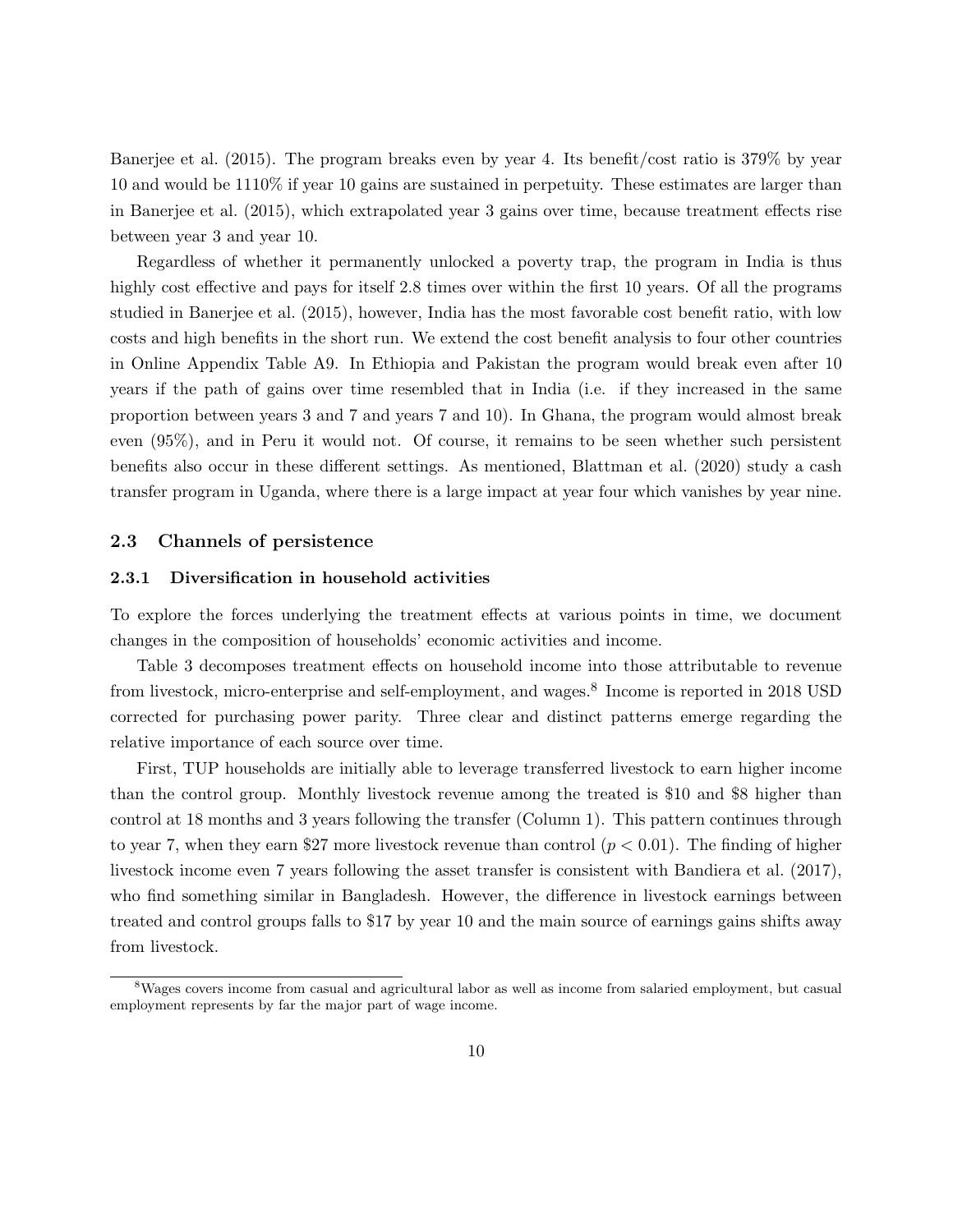Banerjee et al. (2015). The program breaks even by year 4. Its benefit/cost ratio is 379% by year 10 and would be 1110% if year 10 gains are sustained in perpetuity. These estimates are larger than in Banerjee et al. (2015), which extrapolated year 3 gains over time, because treatment effects rise between year 3 and year 10.

Regardless of whether it permanently unlocked a poverty trap, the program in India is thus highly cost effective and pays for itself 2.8 times over within the first 10 years. Of all the programs studied in Banerjee et al. (2015), however, India has the most favorable cost benefit ratio, with low costs and high benefits in the short run. We extend the cost benefit analysis to four other countries in Online Appendix Table A9. In Ethiopia and Pakistan the program would break even after 10 years if the path of gains over time resembled that in India (i.e. if they increased in the same proportion between years 3 and 7 and years 7 and 10). In Ghana, the program would almost break even (95%), and in Peru it would not. Of course, it remains to be seen whether such persistent benefits also occur in these different settings. As mentioned, Blattman et al. (2020) study a cash transfer program in Uganda, where there is a large impact at year four which vanishes by year nine.

## 2.3 Channels of persistence

### 2.3.1 Diversification in household activities

To explore the forces underlying the treatment effects at various points in time, we document changes in the composition of households' economic activities and income.

Table 3 decomposes treatment effects on household income into those attributable to revenue from livestock, micro-enterprise and self-employment, and wages.[8] Income is reported in 2018 USD corrected for purchasing power parity. Three clear and distinct patterns emerge regarding the relative importance of each source over time.

First, TUP households are initially able to leverage transferred livestock to earn higher income than the control group. Monthly livestock revenue among the treated is \$10 and \$8 higher than control at 18 months and 3 years following the transfer (Column 1). This pattern continues through to year 7, when they earn \$27 more livestock revenue than control ($p < 0.01$). The finding of higher livestock income even 7 years following the asset transfer is consistent with Bandiera et al. (2017), who find something similar in Bangladesh. However, the difference in livestock earnings between treated and control groups falls to \$17 by year 10 and the main source of earnings gains shifts away from livestock.

[8]Wages covers income from casual and agricultural labor as well as income from salaried employment, but casual employment represents by far the major part of wage income.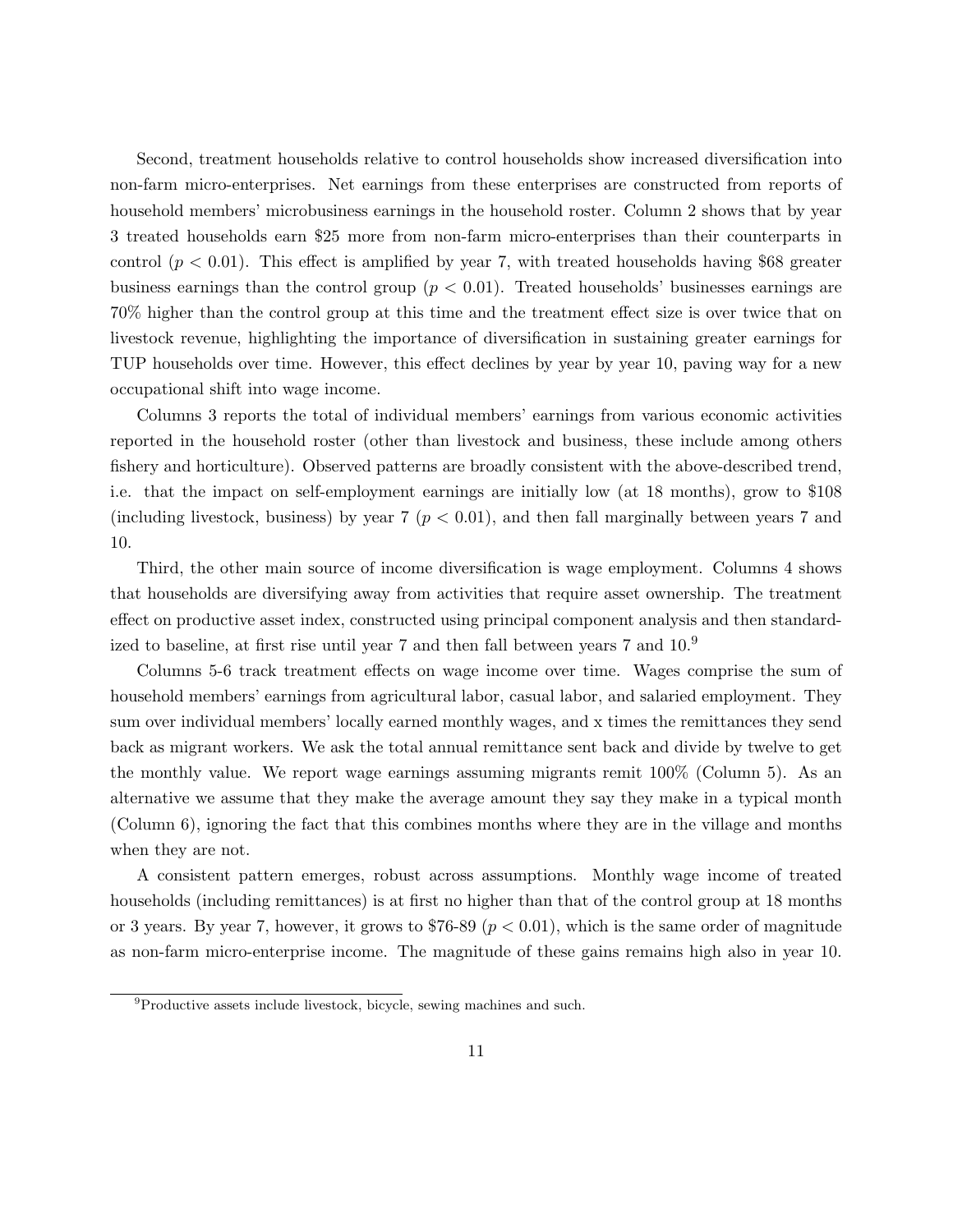Second, treatment households relative to control households show increased diversification into non-farm micro-enterprises. Net earnings from these enterprises are constructed from reports of household members' microbusiness earnings in the household roster. Column 2 shows that by year 3 treated households earn $25 more from non-farm micro-enterprises than their counterparts in control ($p < 0.01$). This effect is amplified by year 7, with treated households having $68 greater business earnings than the control group ($p < 0.01$). Treated households' businesses earnings are 70% higher than the control group at this time and the treatment effect size is over twice that on livestock revenue, highlighting the importance of diversification in sustaining greater earnings for TUP households over time. However, this effect declines by year by year 10, paving way for a new occupational shift into wage income.

Columns 3 reports the total of individual members' earnings from various economic activities reported in the household roster (other than livestock and business, these include among others fishery and horticulture). Observed patterns are broadly consistent with the above-described trend, i.e. that the impact on self-employment earnings are initially low (at 18 months), grow to $108 (including livestock, business) by year 7 ($p < 0.01$), and then fall marginally between years 7 and 10.

Third, the other main source of income diversification is wage employment. Columns 4 shows that households are diversifying away from activities that require asset ownership. The treatment effect on productive asset index, constructed using principal component analysis and then standardized to baseline, at first rise until year 7 and then fall between years 7 and 10.[9]

Columns 5-6 track treatment effects on wage income over time. Wages comprise the sum of household members' earnings from agricultural labor, casual labor, and salaried employment. They sum over individual members' locally earned monthly wages, and x times the remittances they send back as migrant workers. We ask the total annual remittance sent back and divide by twelve to get the monthly value. We report wage earnings assuming migrants remit 100% (Column 5). As an alternative we assume that they make the average amount they say they make in a typical month (Column 6), ignoring the fact that this combines months where they are in the village and months when they are not.

A consistent pattern emerges, robust across assumptions. Monthly wage income of treated households (including remittances) is at first no higher than that of the control group at 18 months or 3 years. By year 7, however, it grows to $76-89 ($p < 0.01$), which is the same order of magnitude as non-farm micro-enterprise income. The magnitude of these gains remains high also in year 10.

[9] Productive assets include livestock, bicycle, sewing machines and such.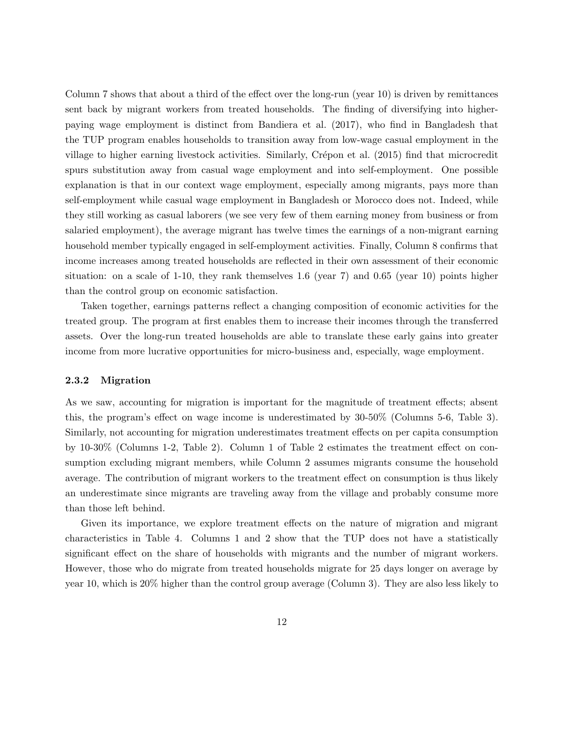Column 7 shows that about a third of the effect over the long-run (year 10) is driven by remittances sent back by migrant workers from treated households. The finding of diversifying into higher-paying wage employment is distinct from Bandiera et al. (2017), who find in Bangladesh that the TUP program enables households to transition away from low-wage casual employment in the village to higher earning livestock activities. Similarly, Crépon et al. (2015) find that microcredit spurs substitution away from casual wage employment and into self-employment. One possible explanation is that in our context wage employment, especially among migrants, pays more than self-employment while casual wage employment in Bangladesh or Morocco does not. Indeed, while they still working as casual laborers (we see very few of them earning money from business or from salaried employment), the average migrant has twelve times the earnings of a non-migrant earning household member typically engaged in self-employment activities. Finally, Column 8 confirms that income increases among treated households are reflected in their own assessment of their economic situation: on a scale of 1-10, they rank themselves 1.6 (year 7) and 0.65 (year 10) points higher than the control group on economic satisfaction.

Taken together, earnings patterns reflect a changing composition of economic activities for the treated group. The program at first enables them to increase their incomes through the transferred assets. Over the long-run treated households are able to translate these early gains into greater income from more lucrative opportunities for micro-business and, especially, wage employment.

### 2.3.2 Migration

As we saw, accounting for migration is important for the magnitude of treatment effects; absent this, the program's effect on wage income is underestimated by 30-50% (Columns 5-6, Table 3). Similarly, not accounting for migration underestimates treatment effects on per capita consumption by 10-30% (Columns 1-2, Table 2). Column 1 of Table 2 estimates the treatment effect on consumption excluding migrant members, while Column 2 assumes migrants consume the household average. The contribution of migrant workers to the treatment effect on consumption is thus likely an underestimate since migrants are traveling away from the village and probably consume more than those left behind.

Given its importance, we explore treatment effects on the nature of migration and migrant characteristics in Table 4. Columns 1 and 2 show that the TUP does not have a statistically significant effect on the share of households with migrants and the number of migrant workers. However, those who do migrate from treated households migrate for 25 days longer on average by year 10, which is 20% higher than the control group average (Column 3). They are also less likely to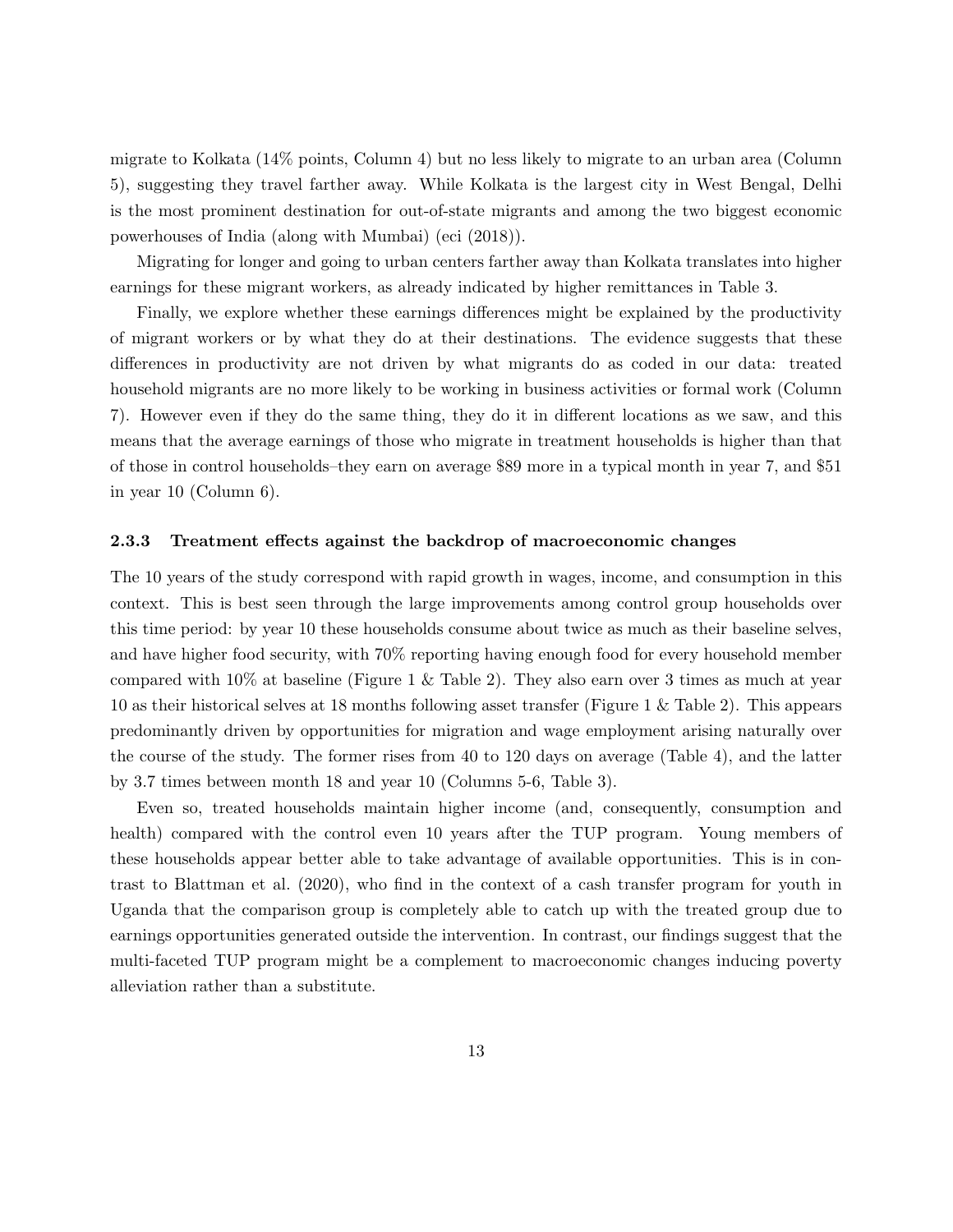migrate to Kolkata (14% points, Column 4) but no less likely to migrate to an urban area (Column 5), suggesting they travel farther away. While Kolkata is the largest city in West Bengal, Delhi is the most prominent destination for out-of-state migrants and among the two biggest economic powerhouses of India (along with Mumbai) (eci (2018)).

Migrating for longer and going to urban centers farther away than Kolkata translates into higher earnings for these migrant workers, as already indicated by higher remittances in Table 3.

Finally, we explore whether these earnings differences might be explained by the productivity of migrant workers or by what they do at their destinations. The evidence suggests that these differences in productivity are not driven by what migrants do as coded in our data: treated household migrants are no more likely to be working in business activities or formal work (Column 7). However even if they do the same thing, they do it in different locations as we saw, and this means that the average earnings of those who migrate in treatment households is higher than that of those in control households–they earn on average $89 more in a typical month in year 7, and $51 in year 10 (Column 6).

### 2.3.3 Treatment effects against the backdrop of macroeconomic changes

The 10 years of the study correspond with rapid growth in wages, income, and consumption in this context. This is best seen through the large improvements among control group households over this time period: by year 10 these households consume about twice as much as their baseline selves, and have higher food security, with 70% reporting having enough food for every household member compared with 10% at baseline (Figure 1 & Table 2). They also earn over 3 times as much at year 10 as their historical selves at 18 months following asset transfer (Figure 1 & Table 2). This appears predominantly driven by opportunities for migration and wage employment arising naturally over the course of the study. The former rises from 40 to 120 days on average (Table 4), and the latter by 3.7 times between month 18 and year 10 (Columns 5-6, Table 3).

Even so, treated households maintain higher income (and, consequently, consumption and health) compared with the control even 10 years after the TUP program. Young members of these households appear better able to take advantage of available opportunities. This is in contrast to Blattman et al. (2020), who find in the context of a cash transfer program for youth in Uganda that the comparison group is completely able to catch up with the treated group due to earnings opportunities generated outside the intervention. In contrast, our findings suggest that the multi-faceted TUP program might be a complement to macroeconomic changes inducing poverty alleviation rather than a substitute.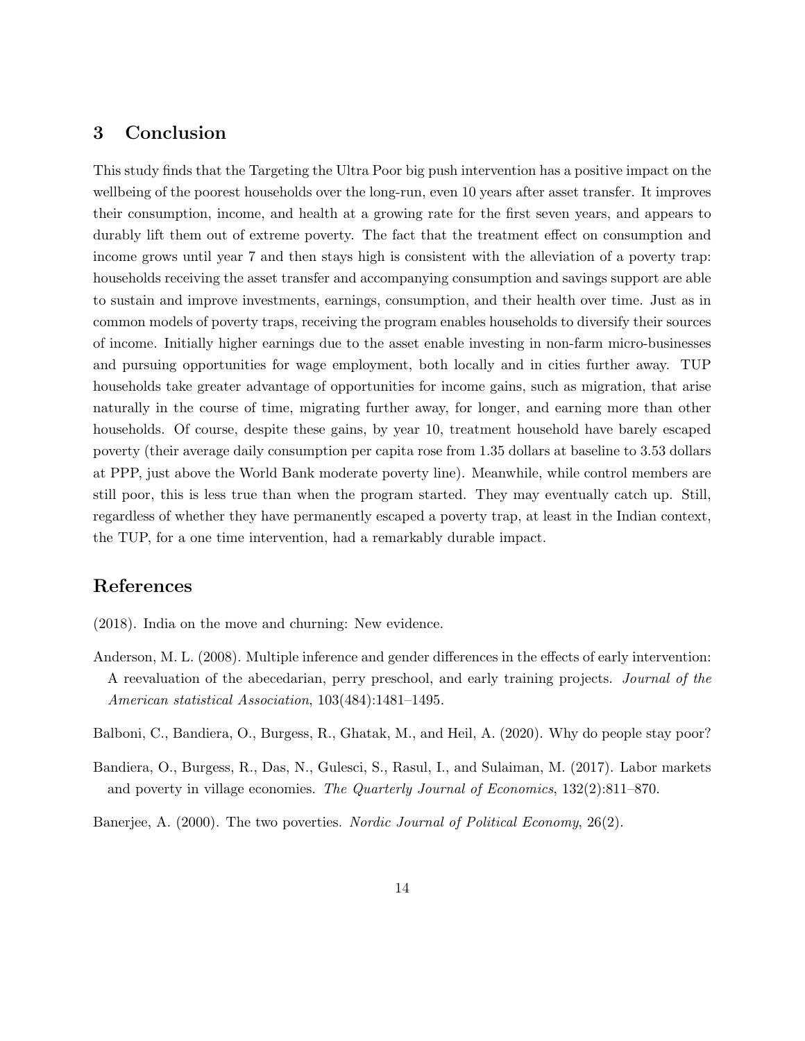## 3 Conclusion

This study finds that the Targeting the Ultra Poor big push intervention has a positive impact on the wellbeing of the poorest households over the long-run, even 10 years after asset transfer. It improves their consumption, income, and health at a growing rate for the first seven years, and appears to durably lift them out of extreme poverty. The fact that the treatment effect on consumption and income grows until year 7 and then stays high is consistent with the alleviation of a poverty trap: households receiving the asset transfer and accompanying consumption and savings support are able to sustain and improve investments, earnings, consumption, and their health over time. Just as in common models of poverty traps, receiving the program enables households to diversify their sources of income. Initially higher earnings due to the asset enable investing in non-farm micro-businesses and pursuing opportunities for wage employment, both locally and in cities further away. TUP households take greater advantage of opportunities for income gains, such as migration, that arise naturally in the course of time, migrating further away, for longer, and earning more than other households. Of course, despite these gains, by year 10, treatment household have barely escaped poverty (their average daily consumption per capita rose from 1.35 dollars at baseline to 3.53 dollars at PPP, just above the World Bank moderate poverty line). Meanwhile, while control members are still poor, this is less true than when the program started. They may eventually catch up. Still, regardless of whether they have permanently escaped a poverty trap, at least in the Indian context, the TUP, for a one time intervention, had a remarkably durable impact.

## References

(2018). India on the move and churning: New evidence.

Anderson, M. L. (2008). Multiple inference and gender differences in the effects of early intervention: A reevaluation of the abecedarian, perry preschool, and early training projects. *Journal of the American statistical Association*, 103(484):1481–1495.

Balboni, C., Bandiera, O., Burgess, R., Ghatak, M., and Heil, A. (2020). Why do people stay poor?

Bandiera, O., Burgess, R., Das, N., Gulesci, S., Rasul, I., and Sulaiman, M. (2017). Labor markets and poverty in village economies. *The Quarterly Journal of Economics*, 132(2):811–870.

Banerjee, A. (2000). The two poverties. *Nordic Journal of Political Economy*, 26(2).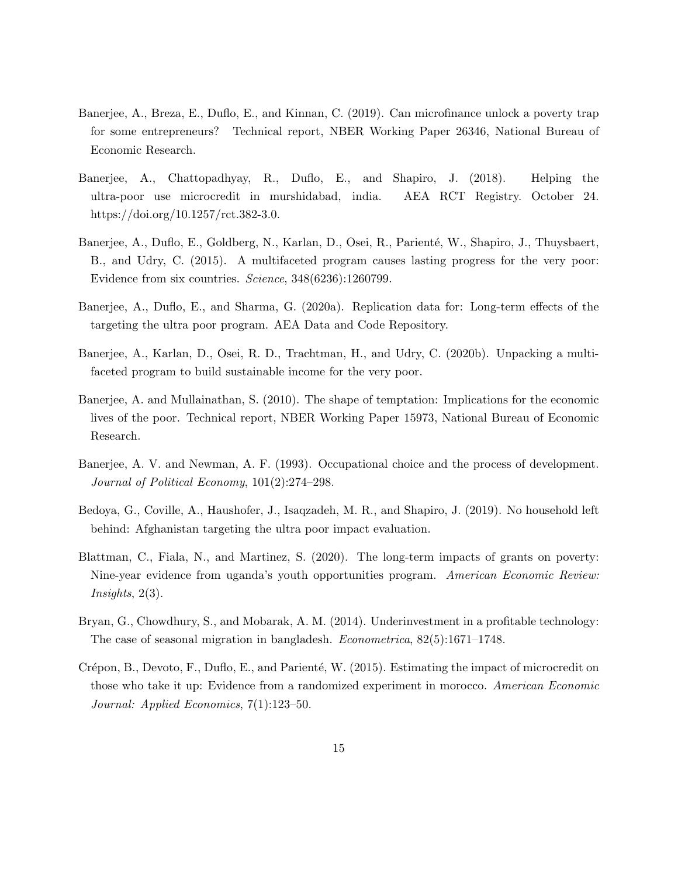Banerjee, A., Breza, E., Duflo, E., and Kinnan, C. (2019). Can microfinance unlock a poverty trap for some entrepreneurs? Technical report, NBER Working Paper 26346, National Bureau of Economic Research.

Banerjee, A., Chattopadhyay, R., Duflo, E., and Shapiro, J. (2018). Helping the ultra-poor use microcredit in murshidabad, india. AEA RCT Registry. October 24. https://doi.org/10.1257/rct.382-3.0.

Banerjee, A., Duflo, E., Goldberg, N., Karlan, D., Osei, R., Parienté, W., Shapiro, J., Thuysbaert, B., and Udry, C. (2015). A multifaceted program causes lasting progress for the very poor: Evidence from six countries. *Science*, 348(6236):1260799.

Banerjee, A., Duflo, E., and Sharma, G. (2020a). Replication data for: Long-term effects of the targeting the ultra poor program. AEA Data and Code Repository.

Banerjee, A., Karlan, D., Osei, R. D., Trachtman, H., and Udry, C. (2020b). Unpacking a multi-faceted program to build sustainable income for the very poor.

Banerjee, A. and Mullainathan, S. (2010). The shape of temptation: Implications for the economic lives of the poor. Technical report, NBER Working Paper 15973, National Bureau of Economic Research.

Banerjee, A. V. and Newman, A. F. (1993). Occupational choice and the process of development. *Journal of Political Economy*, 101(2):274–298.

Bedoya, G., Coville, A., Haushofer, J., Isaqzadeh, M. R., and Shapiro, J. (2019). No household left behind: Afghanistan targeting the ultra poor impact evaluation.

Blattman, C., Fiala, N., and Martinez, S. (2020). The long-term impacts of grants on poverty: Nine-year evidence from uganda's youth opportunities program. *American Economic Review: Insights*, 2(3).

Bryan, G., Chowdhury, S., and Mobarak, A. M. (2014). Underinvestment in a profitable technology: The case of seasonal migration in bangladesh. *Econometrica*, 82(5):1671–1748.

Crépon, B., Devoto, F., Duflo, E., and Parienté, W. (2015). Estimating the impact of microcredit on those who take it up: Evidence from a randomized experiment in morocco. *American Economic Journal: Applied Economics*, 7(1):123–50.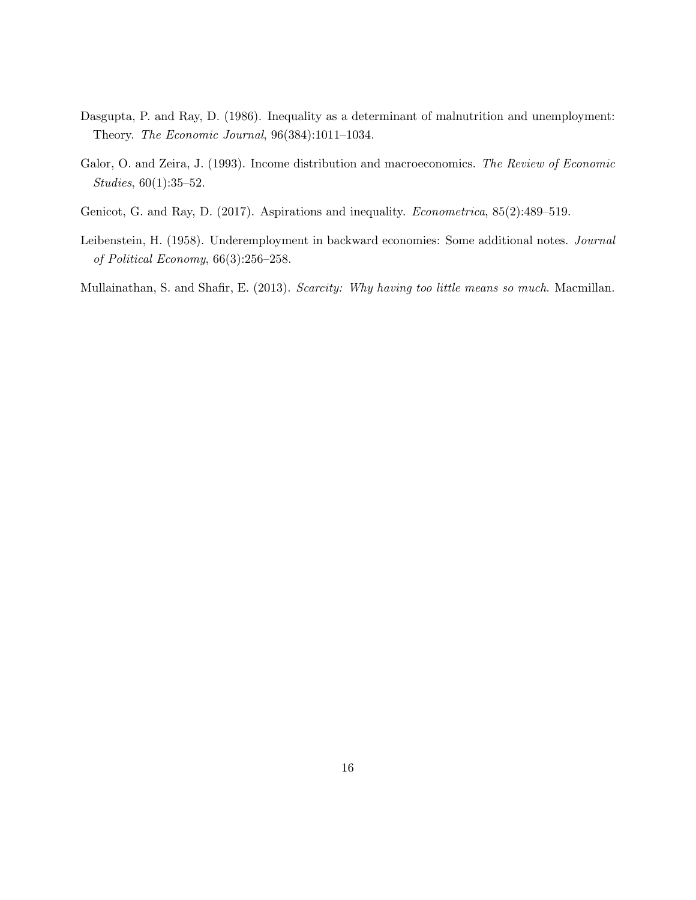Dasgupta, P. and Ray, D. (1986). Inequality as a determinant of malnutrition and unemployment: Theory. *The Economic Journal*, 96(384):1011–1034.

Galor, O. and Zeira, J. (1993). Income distribution and macroeconomics. *The Review of Economic Studies*, 60(1):35–52.

Genicot, G. and Ray, D. (2017). Aspirations and inequality. *Econometrica*, 85(2):489–519.

Leibenstein, H. (1958). Underemployment in backward economies: Some additional notes. *Journal of Political Economy*, 66(3):256–258.

Mullainathan, S. and Shafir, E. (2013). *Scarcity: Why having too little means so much*. Macmillan.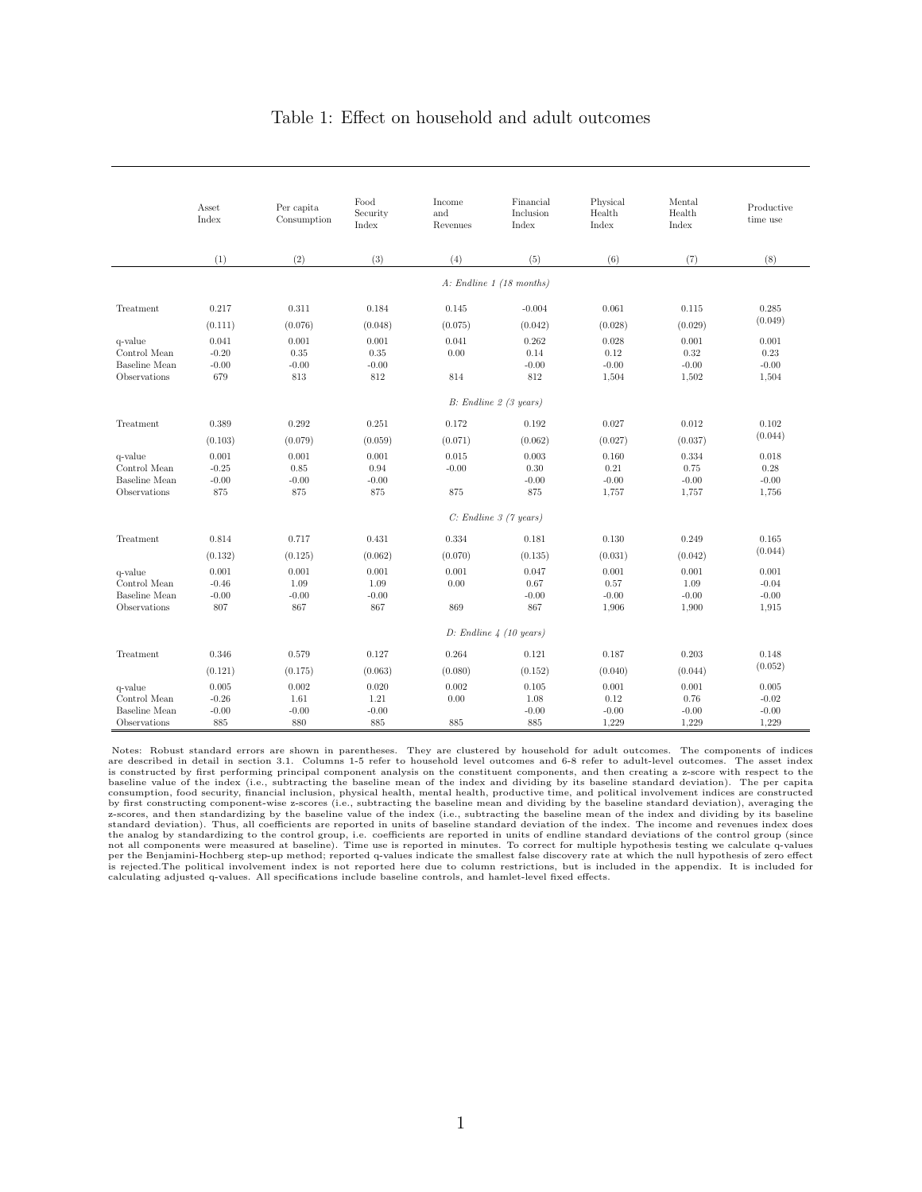Table 1: Effect on household and adult outcomes

| | Asset Index | Per capita Consumption | Food Security Index | Income and Revenues | Financial Inclusion Index | Physical Health Index | Mental Health Index | Productive time use |
|---|---|---|---|---|---|---|---|---|
| | (1) | (2) | (3) | (4) | (5) | (6) | (7) | (8) |
| | | | | *A: Endline 1 (18 months)* | | | | |
| Treatment | 0.217 | 0.311 | 0.184 | 0.145 | -0.004 | 0.061 | 0.115 | 0.285 |
| | (0.111) | (0.076) | (0.048) | (0.075) | (0.042) | (0.028) | (0.029) | (0.049) |
| q-value | 0.041 | 0.001 | 0.001 | 0.041 | 0.262 | 0.028 | 0.001 | 0.001 |
| Control Mean | -0.20 | 0.35 | 0.35 | 0.00 | 0.14 | 0.12 | 0.32 | 0.23 |
| Baseline Mean | -0.00 | -0.00 | -0.00 | | -0.00 | -0.00 | -0.00 | -0.00 |
| Observations | 679 | 813 | 812 | 814 | 812 | 1,504 | 1,502 | 1,504 |
| | | | | *B: Endline 2 (3 years)* | | | | |
| Treatment | 0.389 | 0.292 | 0.251 | 0.172 | 0.192 | 0.027 | 0.012 | 0.102 |
| | (0.103) | (0.079) | (0.059) | (0.071) | (0.062) | (0.027) | (0.037) | (0.044) |
| q-value | 0.001 | 0.001 | 0.001 | 0.015 | 0.003 | 0.160 | 0.334 | 0.018 |
| Control Mean | -0.25 | 0.85 | 0.94 | -0.00 | 0.30 | 0.21 | 0.75 | 0.28 |
| Baseline Mean | -0.00 | -0.00 | -0.00 | | -0.00 | -0.00 | -0.00 | -0.00 |
| Observations | 875 | 875 | 875 | 875 | 875 | 1,757 | 1,757 | 1,756 |
| | | | | *C: Endline 3 (7 years)* | | | | |
| Treatment | 0.814 | 0.717 | 0.431 | 0.334 | 0.181 | 0.130 | 0.249 | 0.165 |
| | (0.132) | (0.125) | (0.062) | (0.070) | (0.135) | (0.031) | (0.042) | (0.044) |
| q-value | 0.001 | 0.001 | 0.001 | 0.001 | 0.047 | 0.001 | 0.001 | 0.001 |
| Control Mean | -0.46 | 1.09 | 1.09 | 0.00 | 0.67 | 0.57 | 1.09 | -0.04 |
| Baseline Mean | -0.00 | -0.00 | -0.00 | | -0.00 | -0.00 | -0.00 | -0.00 |
| Observations | 807 | 867 | 867 | 869 | 867 | 1,906 | 1,900 | 1,915 |
| | | | | *D: Endline 4 (10 years)* | | | | |
| Treatment | 0.346 | 0.579 | 0.127 | 0.264 | 0.121 | 0.187 | 0.203 | 0.148 |
| | (0.121) | (0.175) | (0.063) | (0.080) | (0.152) | (0.040) | (0.044) | (0.052) |
| q-value | 0.005 | 0.002 | 0.020 | 0.002 | 0.105 | 0.001 | 0.001 | 0.005 |
| Control Mean | -0.26 | 1.61 | 1.21 | 0.00 | 1.08 | 0.12 | 0.76 | -0.02 |
| Baseline Mean | -0.00 | -0.00 | -0.00 | | -0.00 | -0.00 | -0.00 | -0.00 |
| Observations | 885 | 880 | 885 | 885 | 885 | 1,229 | 1,229 | 1,229 |

Notes: Robust standard errors are shown in parentheses. They are clustered by household for adult outcomes. The components of indices are described in detail in section 3.1. Columns 1-5 refer to household level outcomes and 6-8 refer to adult-level outcomes. The asset index is constructed by first performing principal component analysis on the constituent components, and then creating a z-score with respect to the baseline value of the index (i.e., subtracting the baseline mean of the index and dividing by its baseline standard deviation). The per capita consumption, food security, financial inclusion, physical health, mental health, productive time, and political involvement indices are constructed by first constructing component-wise z-scores (i.e., subtracting the baseline mean and dividing by the baseline standard deviation), averaging the z-scores, and then standardizing by the baseline value of the index (i.e., subtracting the baseline mean of the index and dividing by its baseline standard deviation). Thus, all coefficients are reported in units of baseline standard deviation of the index. The income and revenues index does the analog by standardizing to the control group, i.e. coefficients are reported in units of endline standard deviations of the control group (since not all components were measured at baseline). Time use is reported in minutes. To correct for multiple hypothesis testing we calculate q-values per the Benjamini-Hochberg step-up method; reported q-values indicate the smallest false discovery rate at which the null hypothesis of zero effect is rejected.The political involvement index is not reported here due to column restrictions, but is included in the appendix. It is included for calculating adjusted q-values. All specifications include baseline controls, and hamlet-level fixed effects.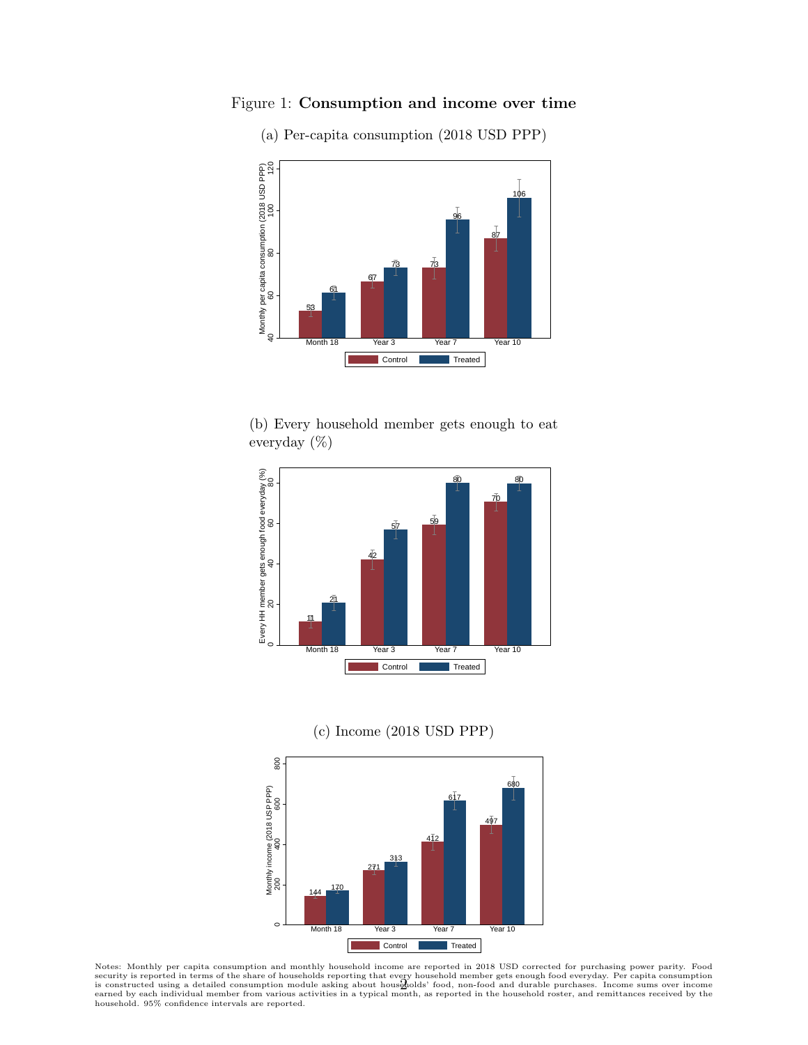Figure 1: **Consumption and income over time**

(a) Per-capita consumption (2018 USD PPP)

| | Month 18 | Year 3 | Year 7 | Year 10 |
|---|---|---|---|---|
| Control | 53 | 67 | 73 | 87 |
| Treated | 61 | 73 | 96 | 106 |

(b) Every household member gets enough to eat everyday (%)

| | Month 18 | Year 3 | Year 7 | Year 10 |
|---|---|---|---|---|
| Control | 11 | 42 | 59 | 70 |
| Treated | 21 | 57 | 80 | 80 |

(c) Income (2018 USD PPP)

| | Month 18 | Year 3 | Year 7 | Year 10 |
|---|---|---|---|---|
| Control | 144 | 271 | 412 | 497 |
| Treated | 170 | 313 | 617 | 680 |

Notes: Monthly per capita consumption and monthly household income are reported in 2018 USD corrected for purchasing power parity. Food security is reported in terms of the share of households reporting that every household member gets enough food everyday. Per capita consumption is constructed using a detailed consumption module asking about households' food, non-food and durable purchases. Income sums over income earned by each individual member from various activities in a typical month, as reported in the household roster, and remittances received by the household. 95% confidence intervals are reported.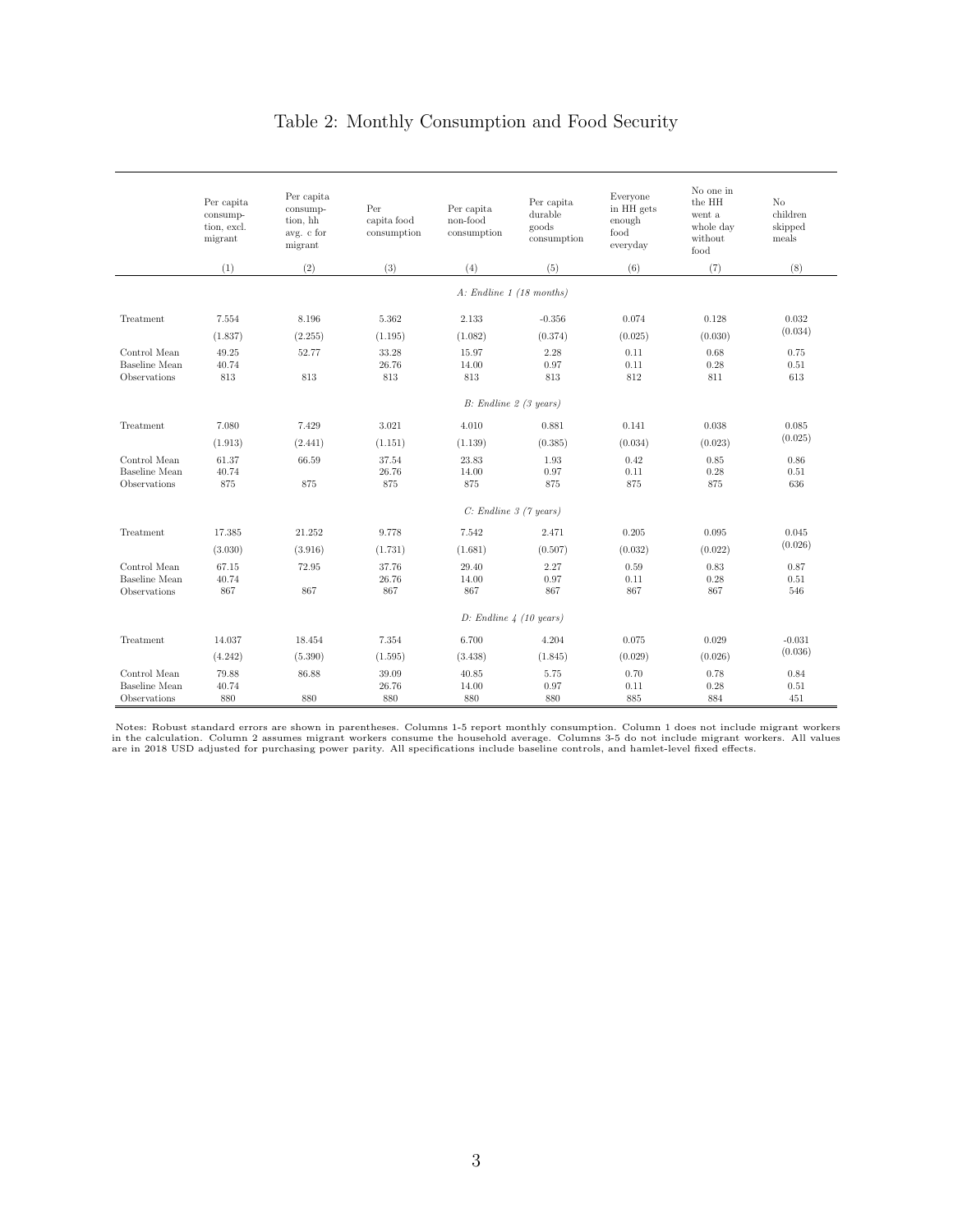# Table 2: Monthly Consumption and Food Security

| | Per capita consumption, excl. migrant | Per capita consumption, hh avg. c for migrant | Per capita food consumption | Per capita non-food consumption | Per capita durable goods consumption | Everyone in HH gets enough food everyday | No one in the HH went a whole day without food | No children skipped meals |
|---|---|---|---|---|---|---|---|---|
| | (1) | (2) | (3) | (4) | (5) | (6) | (7) | (8) |
| | | | | *A: Endline 1 (18 months)* | | | | |
| Treatment | 7.554 | 8.196 | 5.362 | 2.133 | -0.356 | 0.074 | 0.128 | 0.032 |
| | (1.837) | (2.255) | (1.195) | (1.082) | (0.374) | (0.025) | (0.030) | (0.034) |
| Control Mean | 49.25 | 52.77 | 33.28 | 15.97 | 2.28 | 0.11 | 0.68 | 0.75 |
| Baseline Mean | 40.74 | | 26.76 | 14.00 | 0.97 | 0.11 | 0.28 | 0.51 |
| Observations | 813 | 813 | 813 | 813 | 813 | 812 | 811 | 613 |
| | | | | *B: Endline 2 (3 years)* | | | | |
| Treatment | 7.080 | 7.429 | 3.021 | 4.010 | 0.881 | 0.141 | 0.038 | 0.085 |
| | (1.913) | (2.441) | (1.151) | (1.139) | (0.385) | (0.034) | (0.023) | (0.025) |
| Control Mean | 61.37 | 66.59 | 37.54 | 23.83 | 1.93 | 0.42 | 0.85 | 0.86 |
| Baseline Mean | 40.74 | | 26.76 | 14.00 | 0.97 | 0.11 | 0.28 | 0.51 |
| Observations | 875 | 875 | 875 | 875 | 875 | 875 | 875 | 636 |
| | | | | *C: Endline 3 (7 years)* | | | | |
| Treatment | 17.385 | 21.252 | 9.778 | 7.542 | 2.471 | 0.205 | 0.095 | 0.045 |
| | (3.030) | (3.916) | (1.731) | (1.681) | (0.507) | (0.032) | (0.022) | (0.026) |
| Control Mean | 67.15 | 72.95 | 37.76 | 29.40 | 2.27 | 0.59 | 0.83 | 0.87 |
| Baseline Mean | 40.74 | | 26.76 | 14.00 | 0.97 | 0.11 | 0.28 | 0.51 |
| Observations | 867 | 867 | 867 | 867 | 867 | 867 | 867 | 546 |
| | | | | *D: Endline 4 (10 years)* | | | | |
| Treatment | 14.037 | 18.454 | 7.354 | 6.700 | 4.204 | 0.075 | 0.029 | -0.031 |
| | (4.242) | (5.390) | (1.595) | (3.438) | (1.845) | (0.029) | (0.026) | (0.036) |
| Control Mean | 79.88 | 86.88 | 39.09 | 40.85 | 5.75 | 0.70 | 0.78 | 0.84 |
| Baseline Mean | 40.74 | | 26.76 | 14.00 | 0.97 | 0.11 | 0.28 | 0.51 |
| Observations | 880 | 880 | 880 | 880 | 880 | 885 | 884 | 451 |

Notes: Robust standard errors are shown in parentheses. Columns 1-5 report monthly consumption. Column 1 does not include migrant workers in the calculation. Column 2 assumes migrant workers consume the household average. Columns 3-5 do not include migrant workers. All values are in 2018 USD adjusted for purchasing power parity. All specifications include baseline controls, and hamlet-level fixed effects.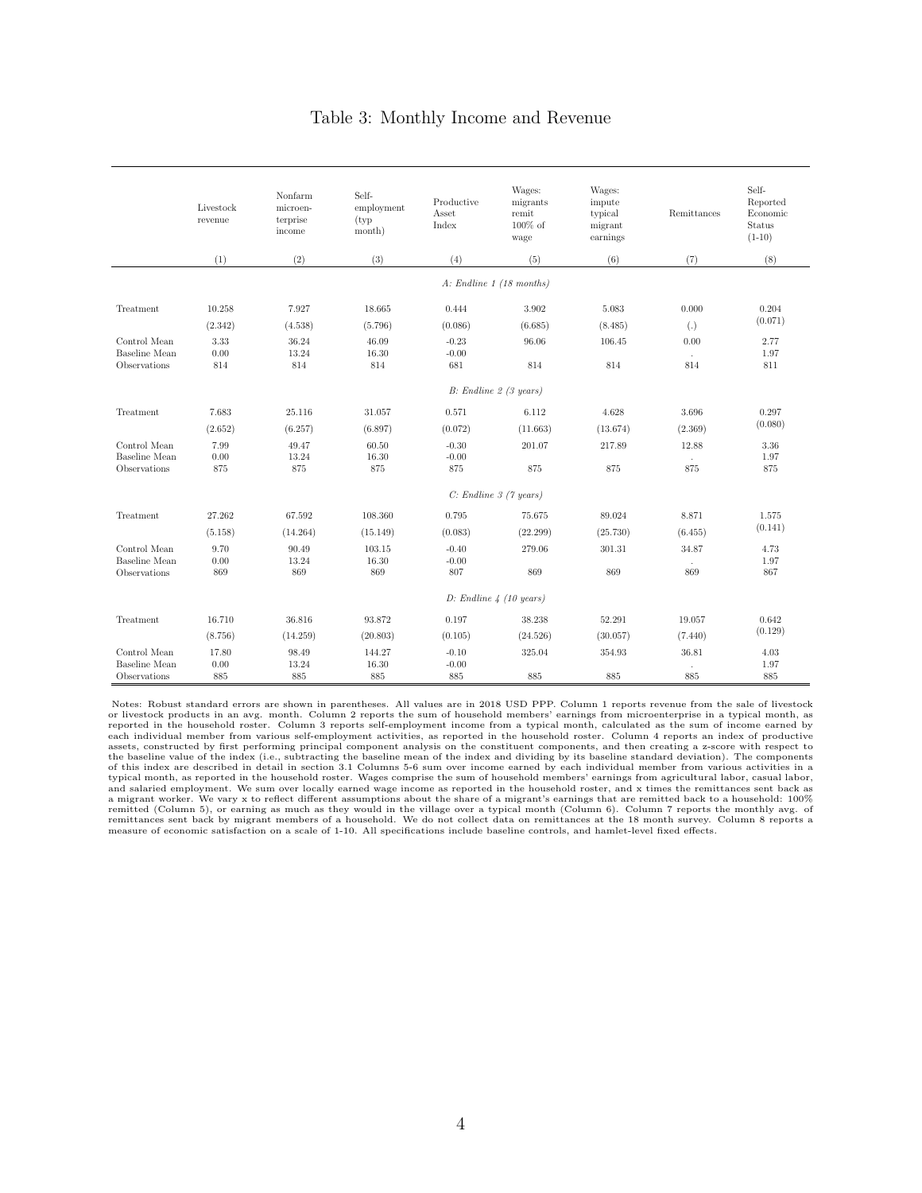# Table 3: Monthly Income and Revenue

| | Livestock revenue | Nonfarm microenterprise income | Self-employment (typ month) | Productive Asset Index | Wages: migrants remit 100% of wage | Wages: impute typical migrant earnings | Remittances | Self-Reported Economic Status (1-10) |
|---|---|---|---|---|---|---|---|---|
| | (1) | (2) | (3) | (4) | (5) | (6) | (7) | (8) |
| | | | | *A: Endline 1 (18 months)* | | | | |
| Treatment | 10.258 | 7.927 | 18.665 | 0.444 | 3.902 | 5.083 | 0.000 | 0.204 |
| | (2.342) | (4.538) | (5.796) | (0.086) | (6.685) | (8.485) | (.) | (0.071) |
| Control Mean | 3.33 | 36.24 | 46.09 | -0.23 | 96.06 | 106.45 | 0.00 | 2.77 |
| Baseline Mean | 0.00 | 13.24 | 16.30 | -0.00 | | | . | 1.97 |
| Observations | 814 | 814 | 814 | 681 | 814 | 814 | 814 | 811 |
| | | | | *B: Endline 2 (3 years)* | | | | |
| Treatment | 7.683 | 25.116 | 31.057 | 0.571 | 6.112 | 4.628 | 3.696 | 0.297 |
| | (2.652) | (6.257) | (6.897) | (0.072) | (11.663) | (13.674) | (2.369) | (0.080) |
| Control Mean | 7.99 | 49.47 | 60.50 | -0.30 | 201.07 | 217.89 | 12.88 | 3.36 |
| Baseline Mean | 0.00 | 13.24 | 16.30 | -0.00 | | | . | 1.97 |
| Observations | 875 | 875 | 875 | 875 | 875 | 875 | 875 | 875 |
| | | | | *C: Endline 3 (7 years)* | | | | |
| Treatment | 27.262 | 67.592 | 108.360 | 0.795 | 75.675 | 89.024 | 8.871 | 1.575 |
| | (5.158) | (14.264) | (15.149) | (0.083) | (22.299) | (25.730) | (6.455) | (0.141) |
| Control Mean | 9.70 | 90.49 | 103.15 | -0.40 | 279.06 | 301.31 | 34.87 | 4.73 |
| Baseline Mean | 0.00 | 13.24 | 16.30 | -0.00 | | | . | 1.97 |
| Observations | 869 | 869 | 869 | 807 | 869 | 869 | 869 | 867 |
| | | | | *D: Endline 4 (10 years)* | | | | |
| Treatment | 16.710 | 36.816 | 93.872 | 0.197 | 38.238 | 52.291 | 19.057 | 0.642 |
| | (8.756) | (14.259) | (20.803) | (0.105) | (24.526) | (30.057) | (7.440) | (0.129) |
| Control Mean | 17.80 | 98.49 | 144.27 | -0.10 | 325.04 | 354.93 | 36.81 | 4.03 |
| Baseline Mean | 0.00 | 13.24 | 16.30 | -0.00 | | | . | 1.97 |
| Observations | 885 | 885 | 885 | 885 | 885 | 885 | 885 | 885 |

Notes: Robust standard errors are shown in parentheses. All values are in 2018 USD PPP. Column 1 reports revenue from the sale of livestock or livestock products in an avg. month. Column 2 reports the sum of household members' earnings from microenterprise in a typical month, as reported in the household roster. Column 3 reports self-employment income from a typical month, calculated as the sum of income earned by each individual member from various self-employment activities, as reported in the household roster. Column 4 reports an index of productive assets, constructed by first performing principal component analysis on the constituent components, and then creating a z-score with respect to the baseline value of the index (i.e., subtracting the baseline mean of the index and dividing by its baseline standard deviation). The components of this index are described in detail in section 3.1 Columns 5-6 sum over income earned by each individual member from various activities in a typical month, as reported in the household roster. Wages comprise the sum of household members' earnings from agricultural labor, casual labor, and salaried employment. We sum over locally earned wage income as reported in the household roster, and x times the remittances sent back as a migrant worker. We vary x to reflect different assumptions about the share of a migrant's earnings that are remitted back to a household: 100% remitted (Column 5), or earning as much as they would in the village over a typical month (Column 6). Column 7 reports the monthly avg. of remittances sent back by migrant members of a household. We do not collect data on remittances at the 18 month survey. Column 8 reports a measure of economic satisfaction on a scale of 1-10. All specifications include baseline controls, and hamlet-level fixed effects.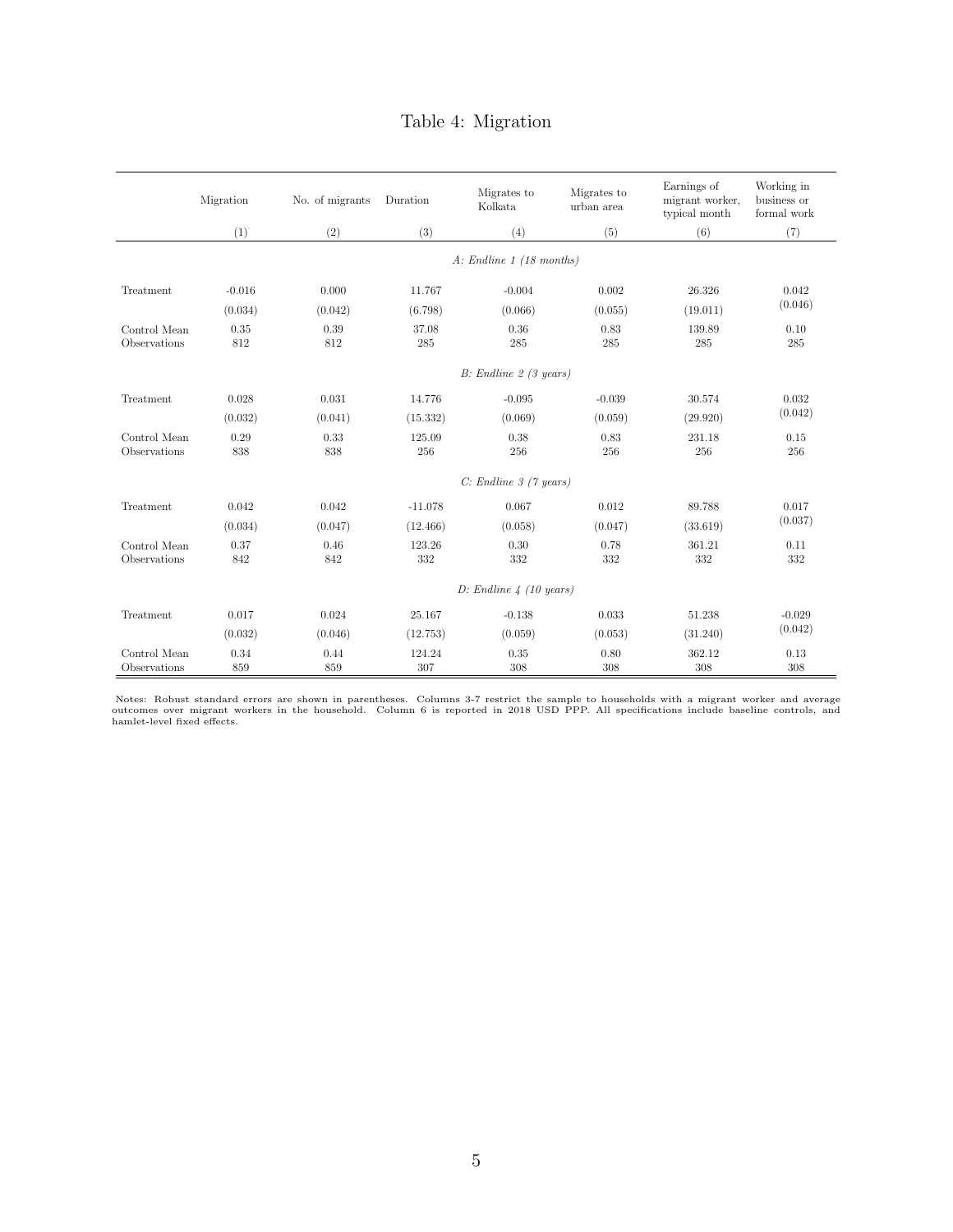# Table 4: Migration

| | Migration | No. of migrants | Duration | Migrates to Kolkata | Migrates to urban area | Earnings of migrant worker, typical month | Working in business or formal work |
|---|---|---|---|---|---|---|---|
| | (1) | (2) | (3) | (4) | (5) | (6) | (7) |
| | | | | *A: Endline 1 (18 months)* | | | |
| Treatment | -0.016 | 0.000 | 11.767 | -0.004 | 0.002 | 26.326 | 0.042 |
| | (0.034) | (0.042) | (6.798) | (0.066) | (0.055) | (19.011) | (0.046) |
| Control Mean | 0.35 | 0.39 | 37.08 | 0.36 | 0.83 | 139.89 | 0.10 |
| Observations | 812 | 812 | 285 | 285 | 285 | 285 | 285 |
| | | | | *B: Endline 2 (3 years)* | | | |
| Treatment | 0.028 | 0.031 | 14.776 | -0.095 | -0.039 | 30.574 | 0.032 |
| | (0.032) | (0.041) | (15.332) | (0.069) | (0.059) | (29.920) | (0.042) |
| Control Mean | 0.29 | 0.33 | 125.09 | 0.38 | 0.83 | 231.18 | 0.15 |
| Observations | 838 | 838 | 256 | 256 | 256 | 256 | 256 |
| | | | | *C: Endline 3 (7 years)* | | | |
| Treatment | 0.042 | 0.042 | -11.078 | 0.067 | 0.012 | 89.788 | 0.017 |
| | (0.034) | (0.047) | (12.466) | (0.058) | (0.047) | (33.619) | (0.037) |
| Control Mean | 0.37 | 0.46 | 123.26 | 0.30 | 0.78 | 361.21 | 0.11 |
| Observations | 842 | 842 | 332 | 332 | 332 | 332 | 332 |
| | | | | *D: Endline 4 (10 years)* | | | |
| Treatment | 0.017 | 0.024 | 25.167 | -0.138 | 0.033 | 51.238 | -0.029 |
| | (0.032) | (0.046) | (12.753) | (0.059) | (0.053) | (31.240) | (0.042) |
| Control Mean | 0.34 | 0.44 | 124.24 | 0.35 | 0.80 | 362.12 | 0.13 |
| Observations | 859 | 859 | 307 | 308 | 308 | 308 | 308 |

Notes: Robust standard errors are shown in parentheses. Columns 3-7 restrict the sample to households with a migrant worker and average outcomes over migrant workers in the household. Column 6 is reported in 2018 USD PPP. All specifications include baseline controls, and hamlet-level fixed effects.